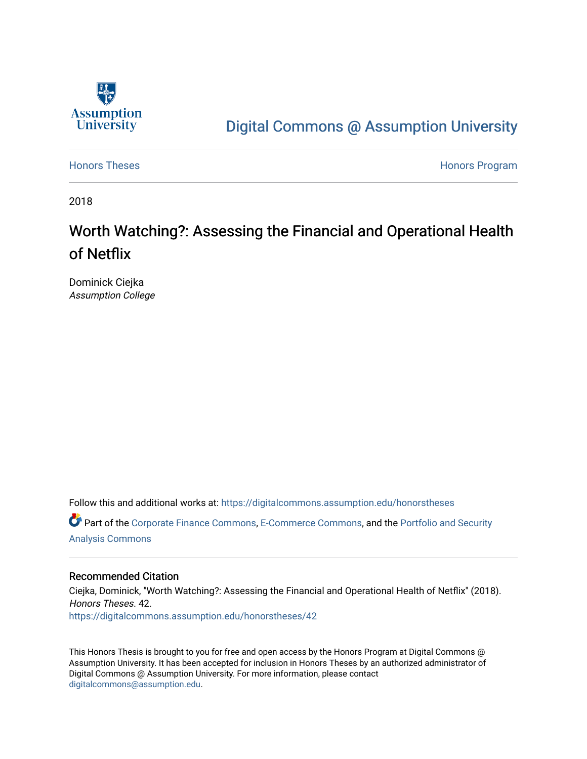Assumption University

Digital Commons @ Assumption University

Honors Theses

Honors Program

2018

# Worth Watching?: Assessing the Financial and Operational Health of Netflix

Dominick Ciejka
*Assumption College*

Follow this and additional works at: https://digitalcommons.assumption.edu/honorstheses

Part of the Corporate Finance Commons, E-Commerce Commons, and the Portfolio and Security Analysis Commons

## Recommended Citation

Ciejka, Dominick, "Worth Watching?: Assessing the Financial and Operational Health of Netflix" (2018). *Honors Theses*. 42.
https://digitalcommons.assumption.edu/honorstheses/42

This Honors Thesis is brought to you for free and open access by the Honors Program at Digital Commons @ Assumption University. It has been accepted for inclusion in Honors Theses by an authorized administrator of Digital Commons @ Assumption University. For more information, please contact digitalcommons@assumption.edu.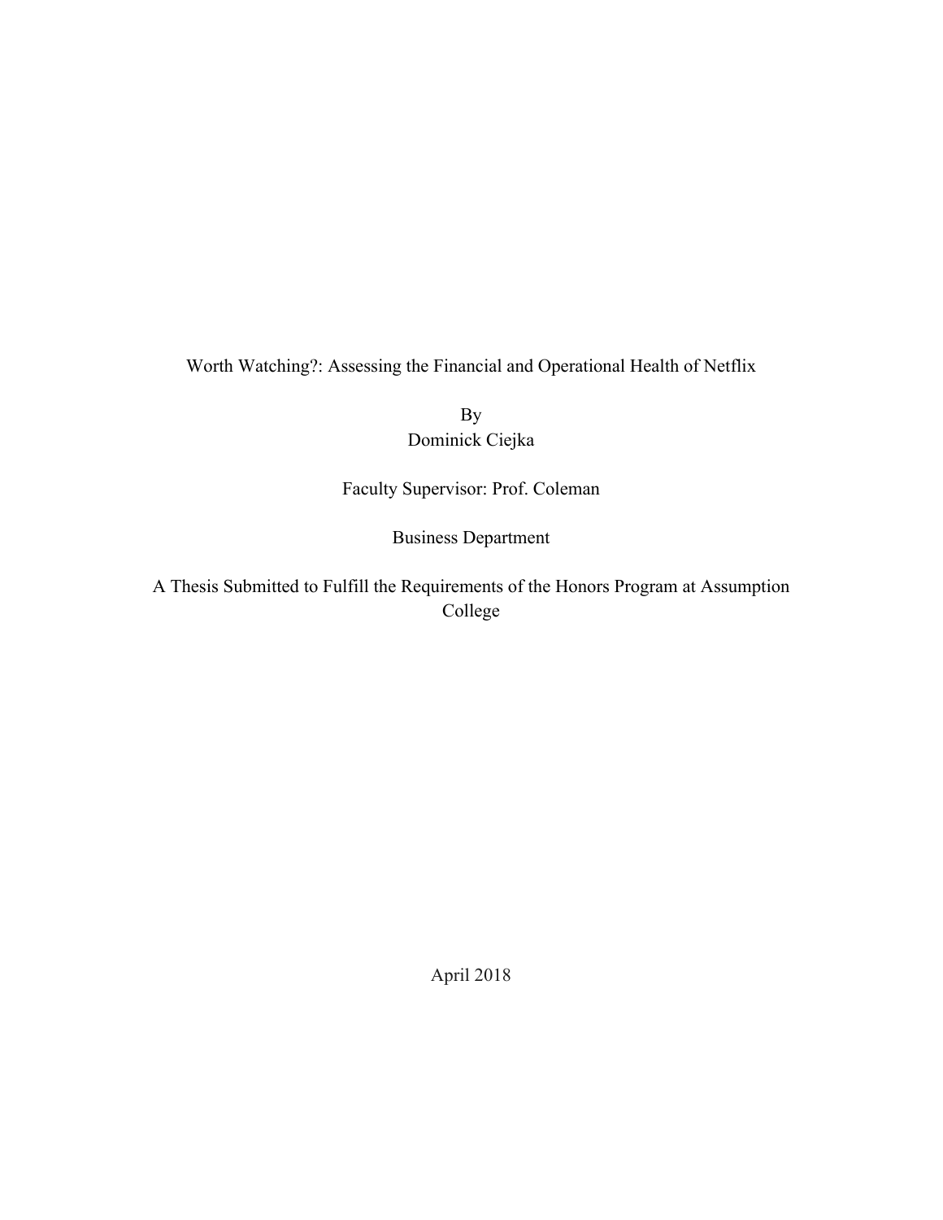# Worth Watching?: Assessing the Financial and Operational Health of Netflix

By
Dominick Ciejka

Faculty Supervisor: Prof. Coleman

Business Department

A Thesis Submitted to Fulfill the Requirements of the Honors Program at Assumption College

April 2018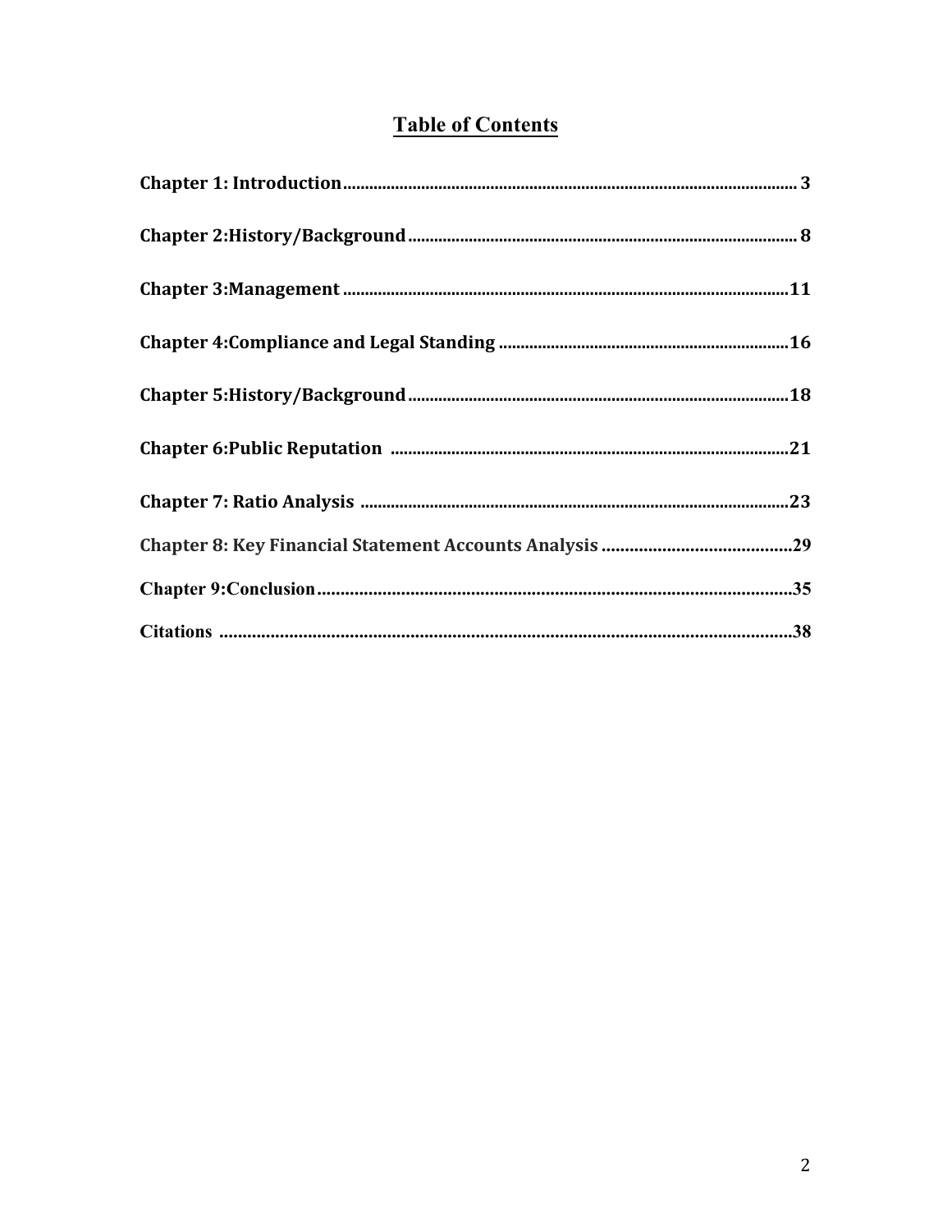# Table of Contents

Chapter 1: Introduction .......... 3

Chapter 2:History/Background .......... 8

Chapter 3:Management .......... 11

Chapter 4:Compliance and Legal Standing .......... 16

Chapter 5:History/Background .......... 18

Chapter 6:Public Reputation .......... 21

Chapter 7: Ratio Analysis .......... 23

Chapter 8: Key Financial Statement Accounts Analysis .......... 29

Chapter 9:Conclusion .......... 35

Citations .......... 38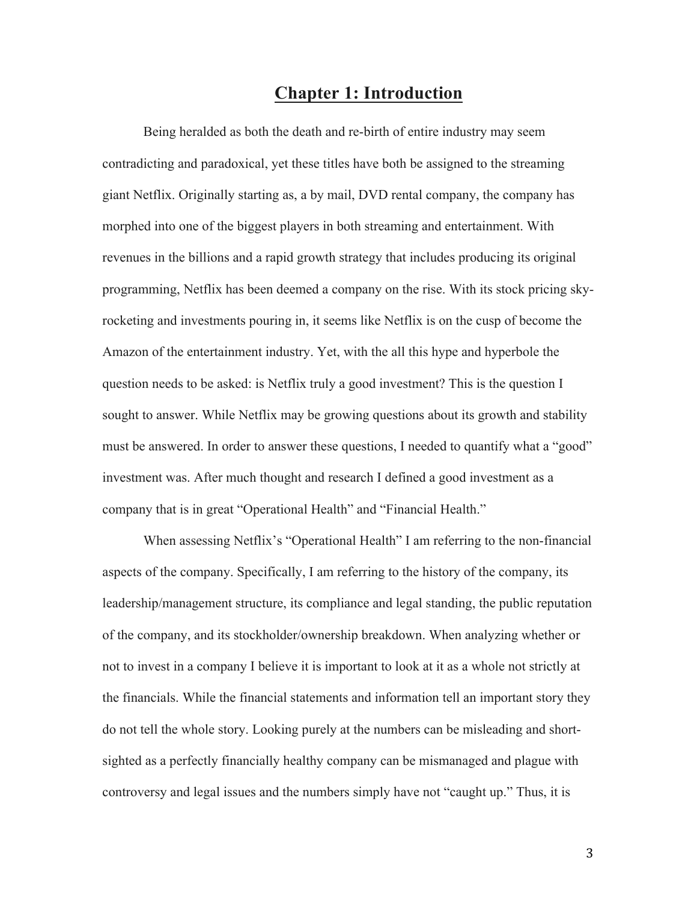# Chapter 1: Introduction

Being heralded as both the death and re-birth of entire industry may seem contradicting and paradoxical, yet these titles have both be assigned to the streaming giant Netflix. Originally starting as, a by mail, DVD rental company, the company has morphed into one of the biggest players in both streaming and entertainment. With revenues in the billions and a rapid growth strategy that includes producing its original programming, Netflix has been deemed a company on the rise. With its stock pricing sky-rocketing and investments pouring in, it seems like Netflix is on the cusp of become the Amazon of the entertainment industry. Yet, with the all this hype and hyperbole the question needs to be asked: is Netflix truly a good investment? This is the question I sought to answer. While Netflix may be growing questions about its growth and stability must be answered. In order to answer these questions, I needed to quantify what a "good" investment was. After much thought and research I defined a good investment as a company that is in great "Operational Health" and "Financial Health."

When assessing Netflix's "Operational Health" I am referring to the non-financial aspects of the company. Specifically, I am referring to the history of the company, its leadership/management structure, its compliance and legal standing, the public reputation of the company, and its stockholder/ownership breakdown. When analyzing whether or not to invest in a company I believe it is important to look at it as a whole not strictly at the financials. While the financial statements and information tell an important story they do not tell the whole story. Looking purely at the numbers can be misleading and short-sighted as a perfectly financially healthy company can be mismanaged and plague with controversy and legal issues and the numbers simply have not "caught up." Thus, it is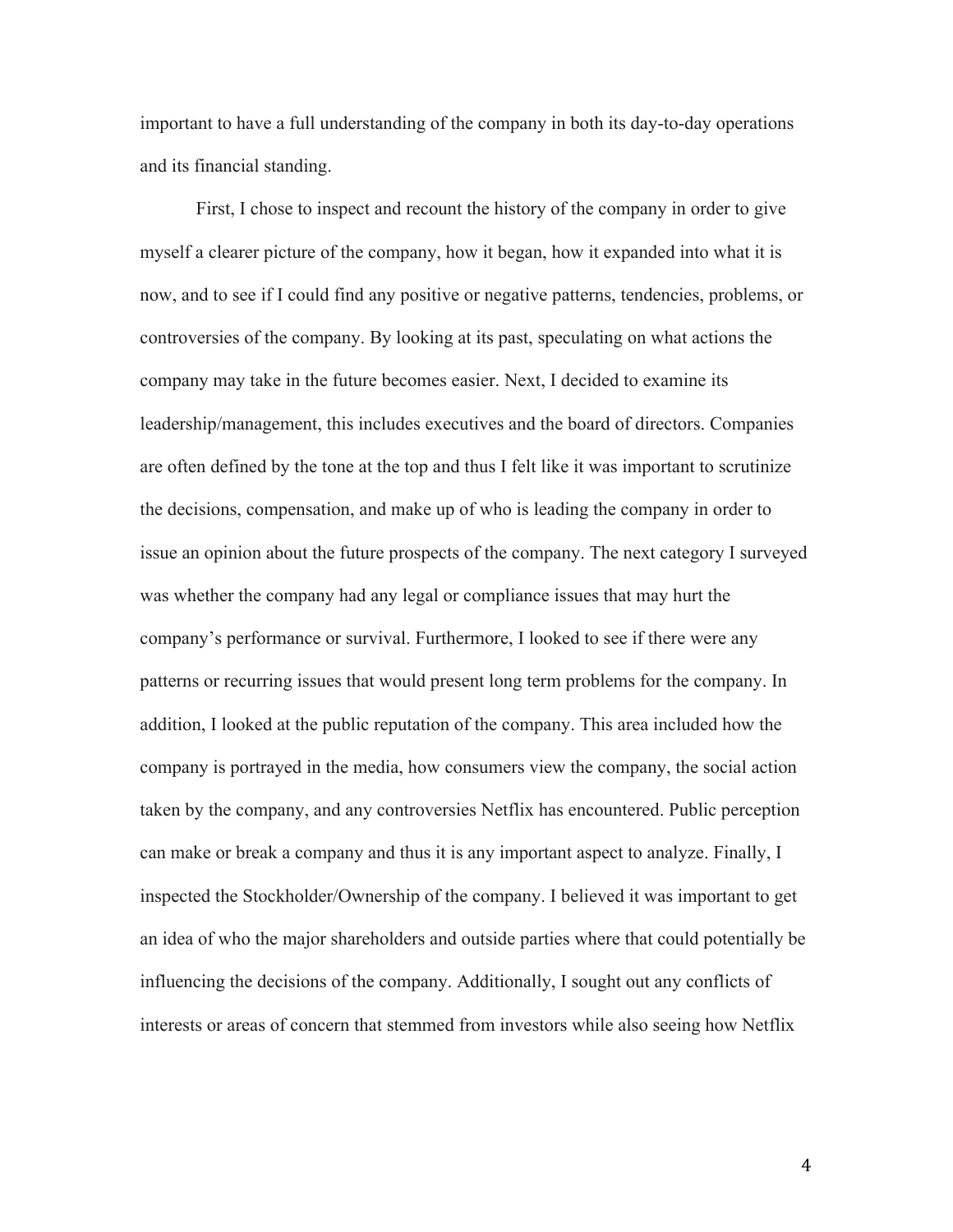important to have a full understanding of the company in both its day-to-day operations and its financial standing.

First, I chose to inspect and recount the history of the company in order to give myself a clearer picture of the company, how it began, how it expanded into what it is now, and to see if I could find any positive or negative patterns, tendencies, problems, or controversies of the company. By looking at its past, speculating on what actions the company may take in the future becomes easier. Next, I decided to examine its leadership/management, this includes executives and the board of directors. Companies are often defined by the tone at the top and thus I felt like it was important to scrutinize the decisions, compensation, and make up of who is leading the company in order to issue an opinion about the future prospects of the company. The next category I surveyed was whether the company had any legal or compliance issues that may hurt the company's performance or survival. Furthermore, I looked to see if there were any patterns or recurring issues that would present long term problems for the company. In addition, I looked at the public reputation of the company. This area included how the company is portrayed in the media, how consumers view the company, the social action taken by the company, and any controversies Netflix has encountered. Public perception can make or break a company and thus it is any important aspect to analyze. Finally, I inspected the Stockholder/Ownership of the company. I believed it was important to get an idea of who the major shareholders and outside parties where that could potentially be influencing the decisions of the company. Additionally, I sought out any conflicts of interests or areas of concern that stemmed from investors while also seeing how Netflix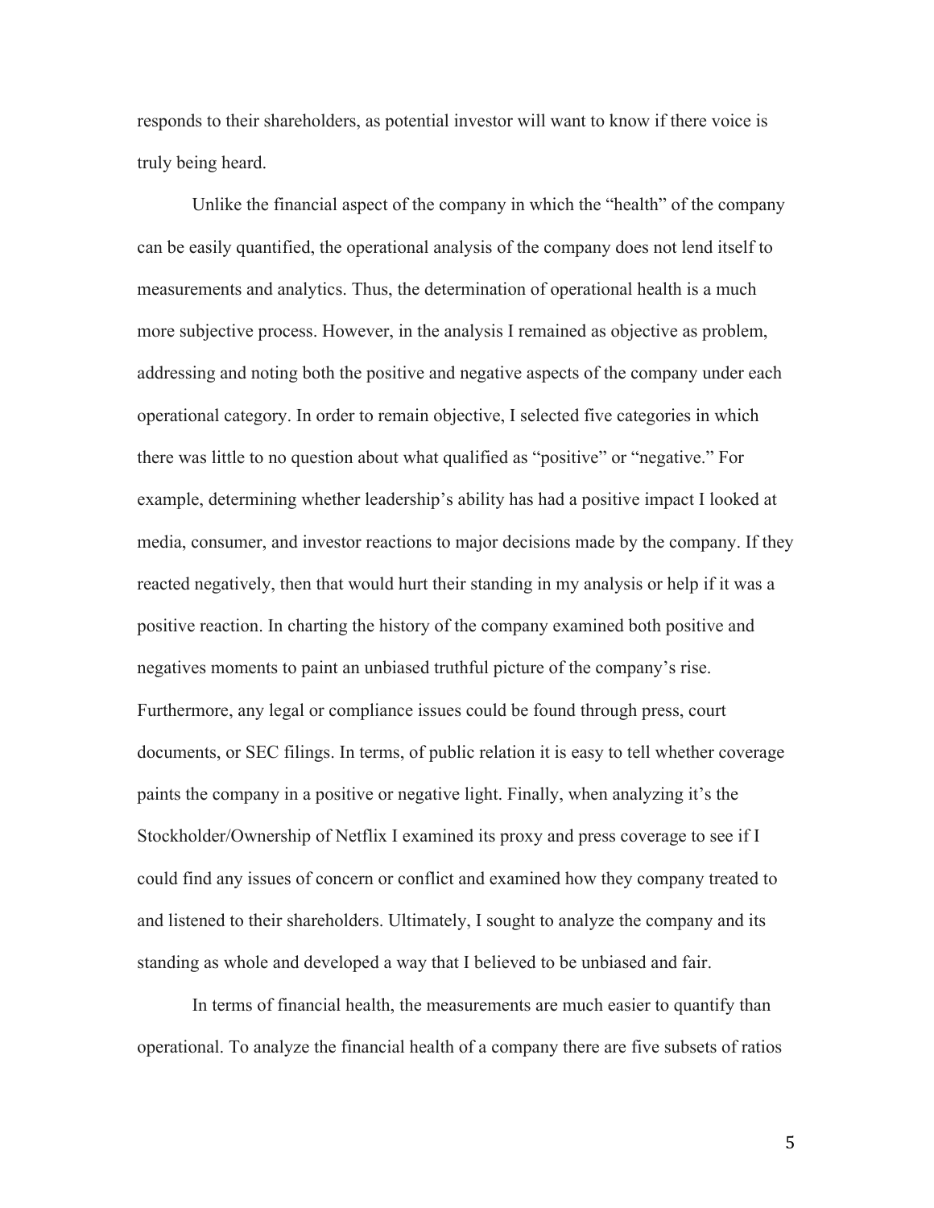responds to their shareholders, as potential investor will want to know if there voice is truly being heard.

Unlike the financial aspect of the company in which the "health" of the company can be easily quantified, the operational analysis of the company does not lend itself to measurements and analytics. Thus, the determination of operational health is a much more subjective process. However, in the analysis I remained as objective as problem, addressing and noting both the positive and negative aspects of the company under each operational category. In order to remain objective, I selected five categories in which there was little to no question about what qualified as "positive" or "negative." For example, determining whether leadership's ability has had a positive impact I looked at media, consumer, and investor reactions to major decisions made by the company. If they reacted negatively, then that would hurt their standing in my analysis or help if it was a positive reaction. In charting the history of the company examined both positive and negatives moments to paint an unbiased truthful picture of the company's rise. Furthermore, any legal or compliance issues could be found through press, court documents, or SEC filings. In terms, of public relation it is easy to tell whether coverage paints the company in a positive or negative light. Finally, when analyzing it's the Stockholder/Ownership of Netflix I examined its proxy and press coverage to see if I could find any issues of concern or conflict and examined how they company treated to and listened to their shareholders. Ultimately, I sought to analyze the company and its standing as whole and developed a way that I believed to be unbiased and fair.

In terms of financial health, the measurements are much easier to quantify than operational. To analyze the financial health of a company there are five subsets of ratios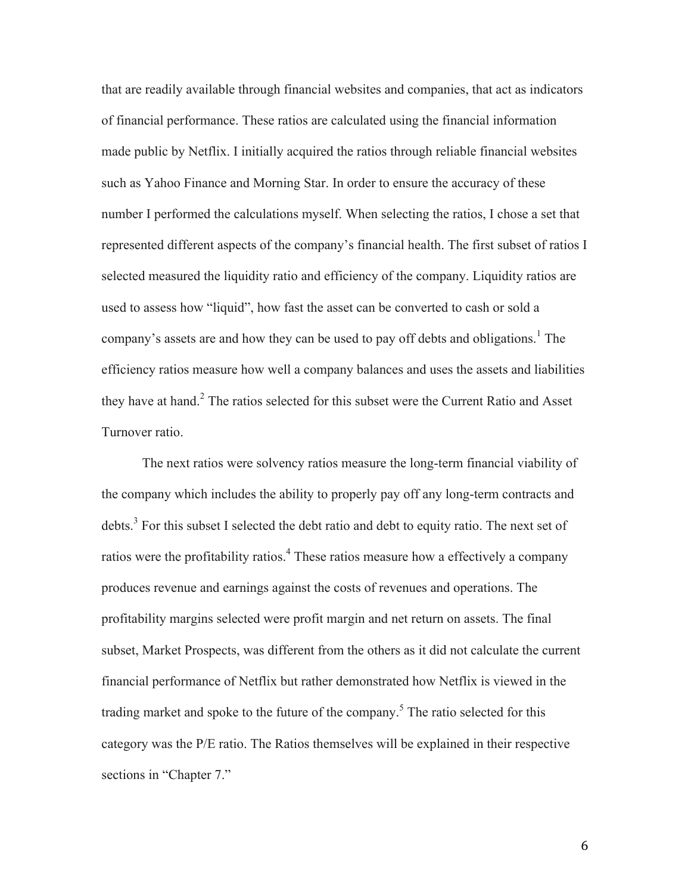that are readily available through financial websites and companies, that act as indicators of financial performance. These ratios are calculated using the financial information made public by Netflix. I initially acquired the ratios through reliable financial websites such as Yahoo Finance and Morning Star. In order to ensure the accuracy of these number I performed the calculations myself. When selecting the ratios, I chose a set that represented different aspects of the company's financial health. The first subset of ratios I selected measured the liquidity ratio and efficiency of the company. Liquidity ratios are used to assess how "liquid", how fast the asset can be converted to cash or sold a company's assets are and how they can be used to pay off debts and obligations.[1] The efficiency ratios measure how well a company balances and uses the assets and liabilities they have at hand.[2] The ratios selected for this subset were the Current Ratio and Asset Turnover ratio.

The next ratios were solvency ratios measure the long-term financial viability of the company which includes the ability to properly pay off any long-term contracts and debts.[3] For this subset I selected the debt ratio and debt to equity ratio. The next set of ratios were the profitability ratios.[4] These ratios measure how a effectively a company produces revenue and earnings against the costs of revenues and operations. The profitability margins selected were profit margin and net return on assets. The final subset, Market Prospects, was different from the others as it did not calculate the current financial performance of Netflix but rather demonstrated how Netflix is viewed in the trading market and spoke to the future of the company.[5] The ratio selected for this category was the P/E ratio. The Ratios themselves will be explained in their respective sections in "Chapter 7."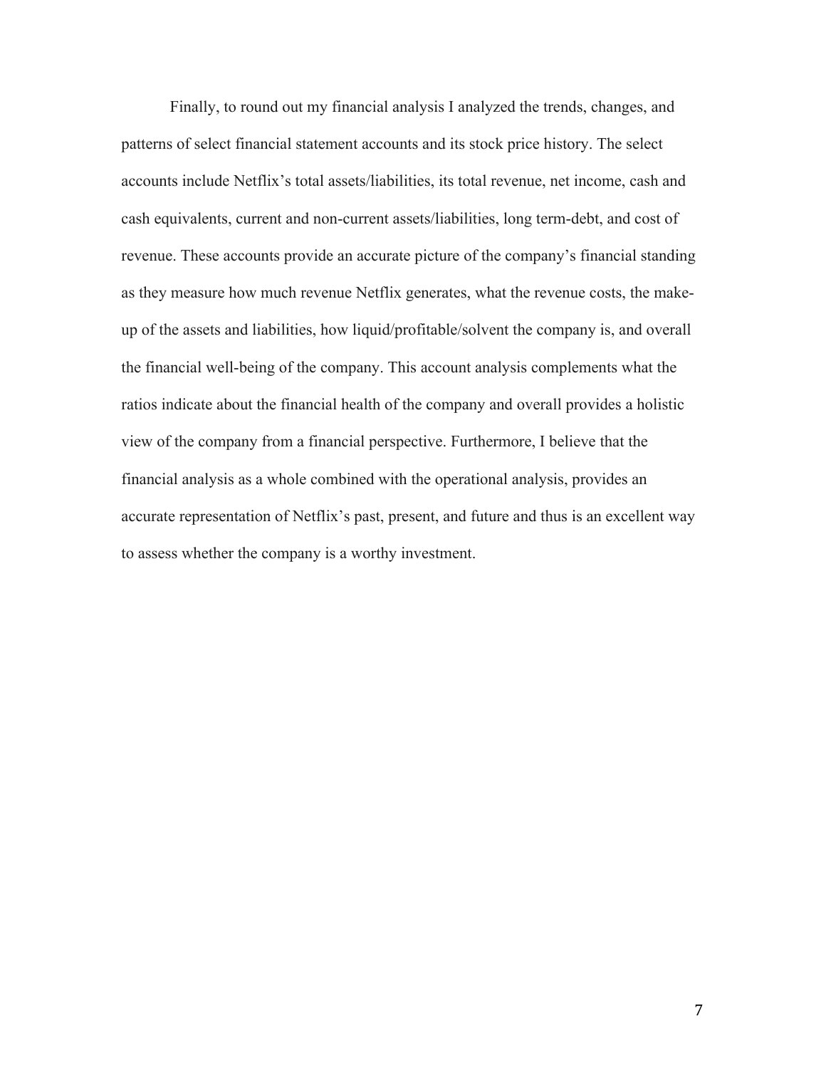Finally, to round out my financial analysis I analyzed the trends, changes, and patterns of select financial statement accounts and its stock price history. The select accounts include Netflix's total assets/liabilities, its total revenue, net income, cash and cash equivalents, current and non-current assets/liabilities, long term-debt, and cost of revenue. These accounts provide an accurate picture of the company's financial standing as they measure how much revenue Netflix generates, what the revenue costs, the make-up of the assets and liabilities, how liquid/profitable/solvent the company is, and overall the financial well-being of the company. This account analysis complements what the ratios indicate about the financial health of the company and overall provides a holistic view of the company from a financial perspective. Furthermore, I believe that the financial analysis as a whole combined with the operational analysis, provides an accurate representation of Netflix's past, present, and future and thus is an excellent way to assess whether the company is a worthy investment.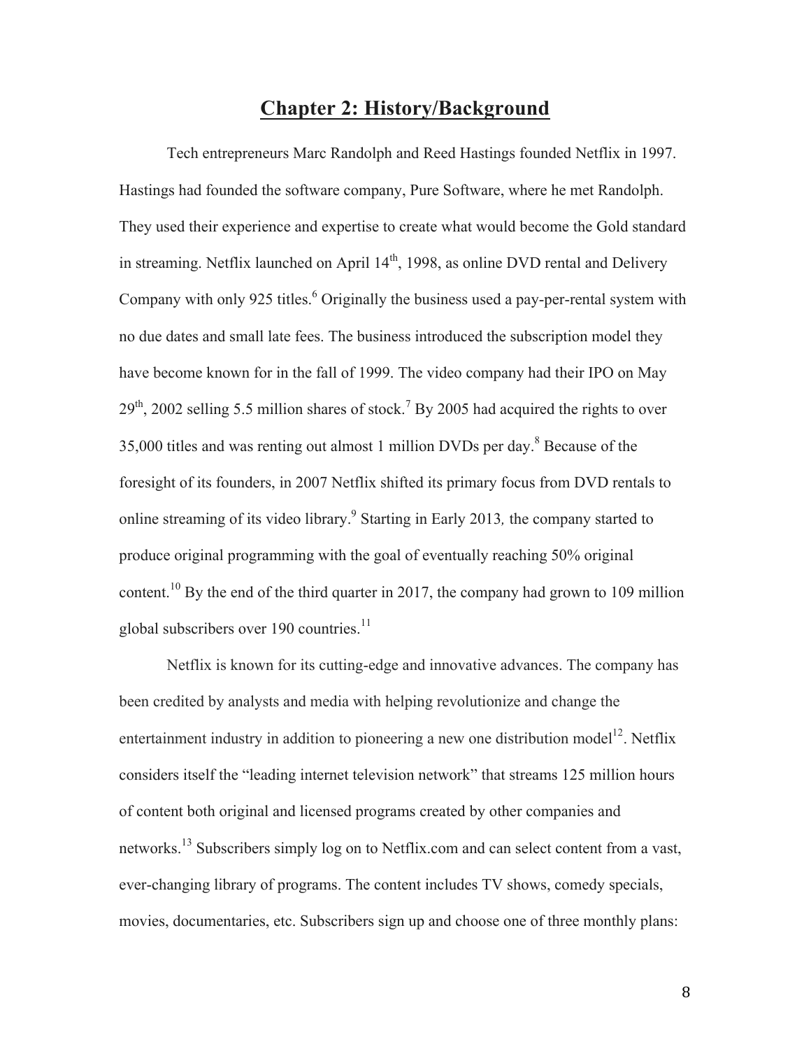# Chapter 2: History/Background

Tech entrepreneurs Marc Randolph and Reed Hastings founded Netflix in 1997. Hastings had founded the software company, Pure Software, where he met Randolph. They used their experience and expertise to create what would become the Gold standard in streaming. Netflix launched on April 14th, 1998, as online DVD rental and Delivery Company with only 925 titles.[6] Originally the business used a pay-per-rental system with no due dates and small late fees. The business introduced the subscription model they have become known for in the fall of 1999. The video company had their IPO on May 29th, 2002 selling 5.5 million shares of stock.[7] By 2005 had acquired the rights to over 35,000 titles and was renting out almost 1 million DVDs per day.[8] Because of the foresight of its founders, in 2007 Netflix shifted its primary focus from DVD rentals to online streaming of its video library.[9] Starting in Early 2013*,* the company started to produce original programming with the goal of eventually reaching 50% original content.[10] By the end of the third quarter in 2017, the company had grown to 109 million global subscribers over 190 countries.[11]

Netflix is known for its cutting-edge and innovative advances. The company has been credited by analysts and media with helping revolutionize and change the entertainment industry in addition to pioneering a new one distribution model[12]. Netflix considers itself the "leading internet television network" that streams 125 million hours of content both original and licensed programs created by other companies and networks.[13] Subscribers simply log on to Netflix.com and can select content from a vast, ever-changing library of programs. The content includes TV shows, comedy specials, movies, documentaries, etc. Subscribers sign up and choose one of three monthly plans: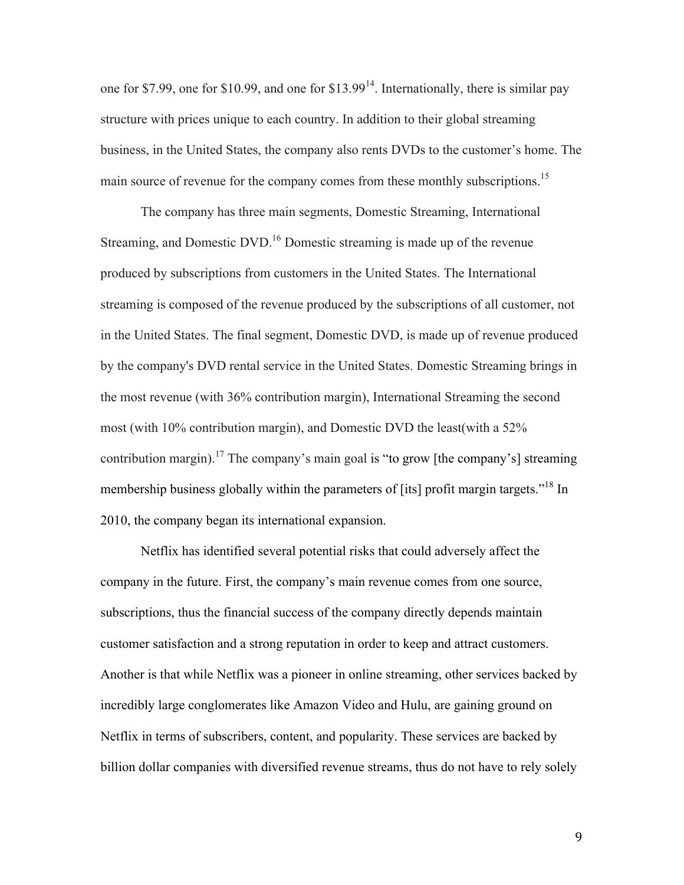one for $7.99, one for $10.99, and one for $13.99[14]. Internationally, there is similar pay structure with prices unique to each country. In addition to their global streaming business, in the United States, the company also rents DVDs to the customer's home. The main source of revenue for the company comes from these monthly subscriptions.[15]

The company has three main segments, Domestic Streaming, International Streaming, and Domestic DVD.[16] Domestic streaming is made up of the revenue produced by subscriptions from customers in the United States. The International streaming is composed of the revenue produced by the subscriptions of all customer, not in the United States. The final segment, Domestic DVD, is made up of revenue produced by the company's DVD rental service in the United States. Domestic Streaming brings in the most revenue (with 36% contribution margin), International Streaming the second most (with 10% contribution margin), and Domestic DVD the least(with a 52% contribution margin).[17] The company's main goal is "to grow [the company's] streaming membership business globally within the parameters of [its] profit margin targets."[18] In 2010, the company began its international expansion.

Netflix has identified several potential risks that could adversely affect the company in the future. First, the company's main revenue comes from one source, subscriptions, thus the financial success of the company directly depends maintain customer satisfaction and a strong reputation in order to keep and attract customers. Another is that while Netflix was a pioneer in online streaming, other services backed by incredibly large conglomerates like Amazon Video and Hulu, are gaining ground on Netflix in terms of subscribers, content, and popularity. These services are backed by billion dollar companies with diversified revenue streams, thus do not have to rely solely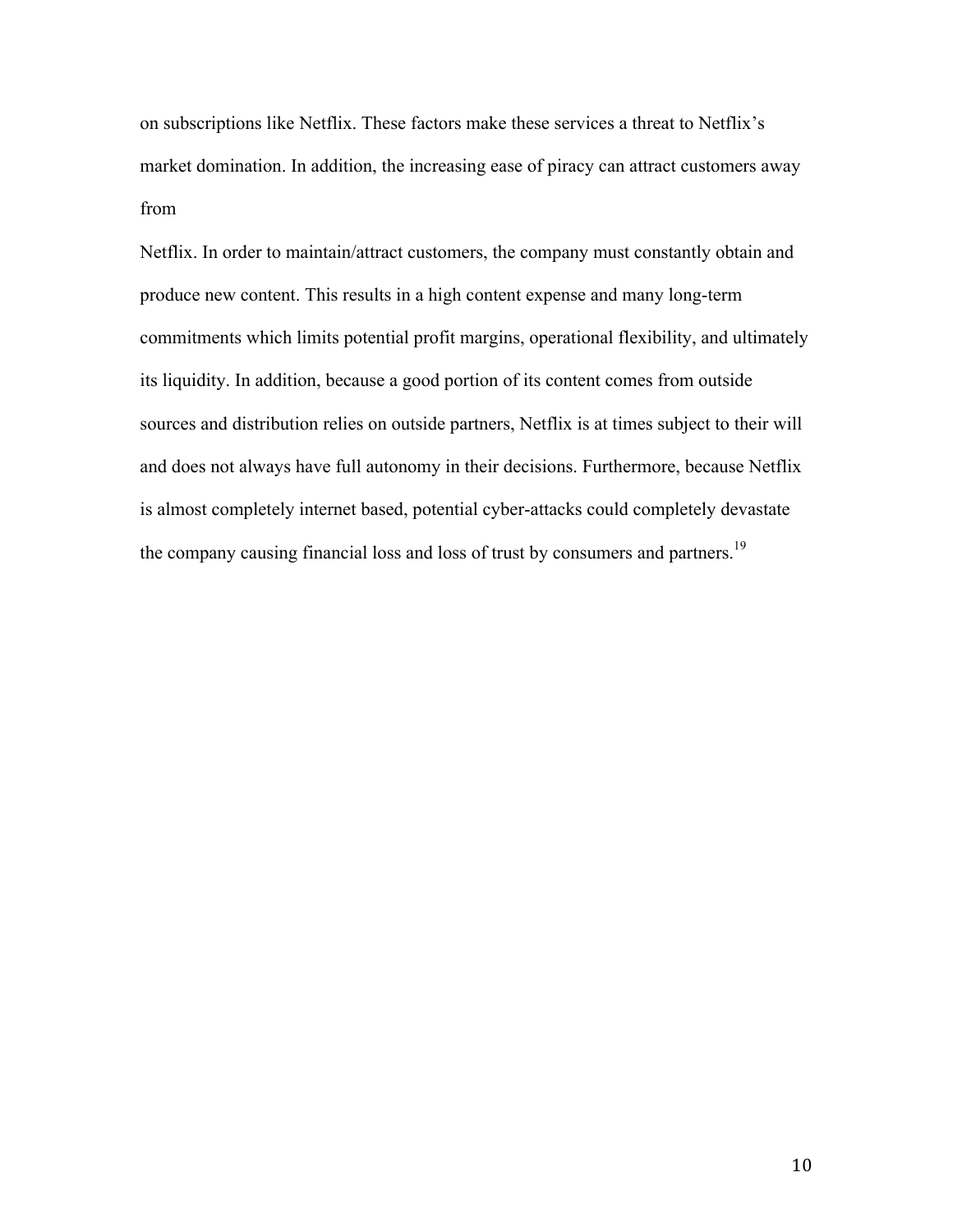on subscriptions like Netflix. These factors make these services a threat to Netflix's market domination. In addition, the increasing ease of piracy can attract customers away from

Netflix. In order to maintain/attract customers, the company must constantly obtain and produce new content. This results in a high content expense and many long-term commitments which limits potential profit margins, operational flexibility, and ultimately its liquidity. In addition, because a good portion of its content comes from outside sources and distribution relies on outside partners, Netflix is at times subject to their will and does not always have full autonomy in their decisions. Furthermore, because Netflix is almost completely internet based, potential cyber-attacks could completely devastate the company causing financial loss and loss of trust by consumers and partners.[19]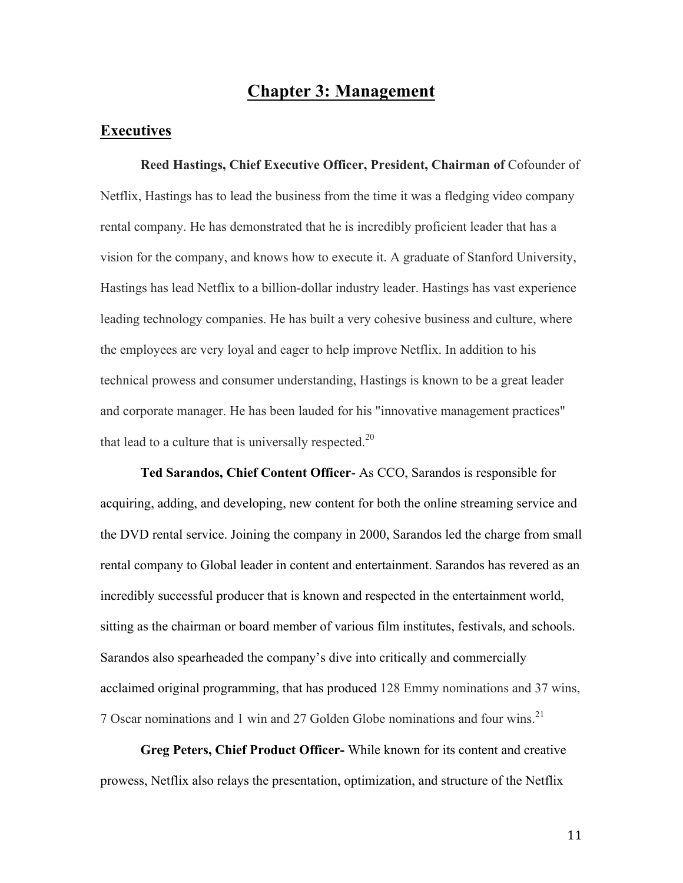# Chapter 3: Management

## Executives

**Reed Hastings, Chief Executive Officer, President, Chairman of** Cofounder of Netflix, Hastings has to lead the business from the time it was a fledging video company rental company. He has demonstrated that he is incredibly proficient leader that has a vision for the company, and knows how to execute it. A graduate of Stanford University, Hastings has lead Netflix to a billion-dollar industry leader. Hastings has vast experience leading technology companies. He has built a very cohesive business and culture, where the employees are very loyal and eager to help improve Netflix. In addition to his technical prowess and consumer understanding, Hastings is known to be a great leader and corporate manager. He has been lauded for his "innovative management practices" that lead to a culture that is universally respected.[20]

**Ted Sarandos, Chief Content Officer**- As CCO, Sarandos is responsible for acquiring, adding, and developing, new content for both the online streaming service and the DVD rental service. Joining the company in 2000, Sarandos led the charge from small rental company to Global leader in content and entertainment. Sarandos has revered as an incredibly successful producer that is known and respected in the entertainment world, sitting as the chairman or board member of various film institutes, festivals, and schools. Sarandos also spearheaded the company's dive into critically and commercially acclaimed original programming, that has produced 128 Emmy nominations and 37 wins, 7 Oscar nominations and 1 win and 27 Golden Globe nominations and four wins.[21]

**Greg Peters, Chief Product Officer-** While known for its content and creative prowess, Netflix also relays the presentation, optimization, and structure of the Netflix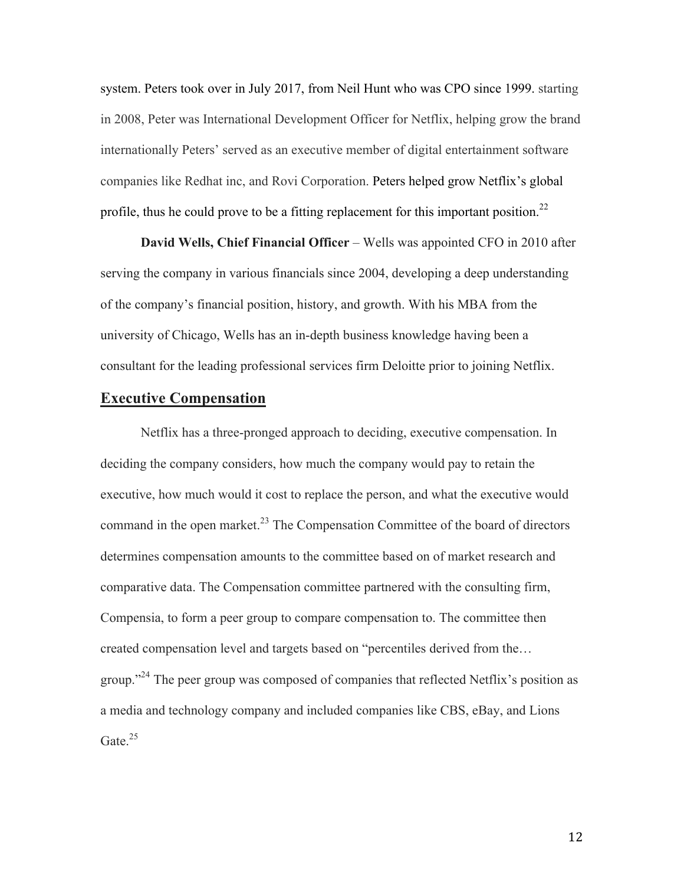system. Peters took over in July 2017, from Neil Hunt who was CPO since 1999. starting in 2008, Peter was International Development Officer for Netflix, helping grow the brand internationally Peters' served as an executive member of digital entertainment software companies like Redhat inc, and Rovi Corporation. Peters helped grow Netflix's global profile, thus he could prove to be a fitting replacement for this important position.[22]

**David Wells, Chief Financial Officer** – Wells was appointed CFO in 2010 after serving the company in various financials since 2004, developing a deep understanding of the company's financial position, history, and growth. With his MBA from the university of Chicago, Wells has an in-depth business knowledge having been a consultant for the leading professional services firm Deloitte prior to joining Netflix.

## Executive Compensation

Netflix has a three-pronged approach to deciding, executive compensation. In deciding the company considers, how much the company would pay to retain the executive, how much would it cost to replace the person, and what the executive would command in the open market.[23] The Compensation Committee of the board of directors determines compensation amounts to the committee based on of market research and comparative data. The Compensation committee partnered with the consulting firm, Compensia, to form a peer group to compare compensation to. The committee then created compensation level and targets based on "percentiles derived from the… group."[24] The peer group was composed of companies that reflected Netflix's position as a media and technology company and included companies like CBS, eBay, and Lions Gate.[25]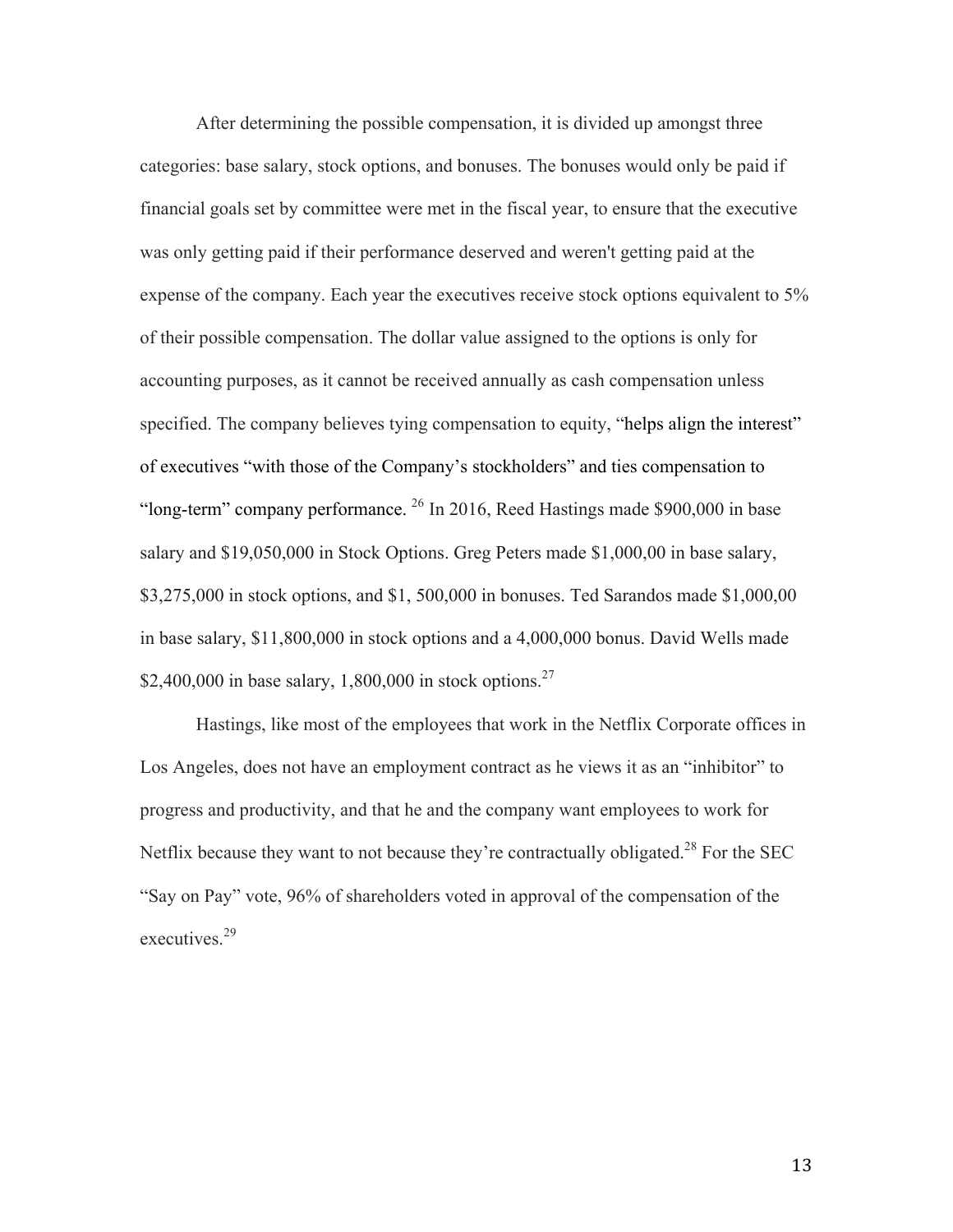After determining the possible compensation, it is divided up amongst three categories: base salary, stock options, and bonuses. The bonuses would only be paid if financial goals set by committee were met in the fiscal year, to ensure that the executive was only getting paid if their performance deserved and weren't getting paid at the expense of the company. Each year the executives receive stock options equivalent to 5% of their possible compensation. The dollar value assigned to the options is only for accounting purposes, as it cannot be received annually as cash compensation unless specified. The company believes tying compensation to equity, "helps align the interest" of executives "with those of the Company's stockholders" and ties compensation to "long-term" company performance. [26] In 2016, Reed Hastings made $900,000 in base salary and $19,050,000 in Stock Options. Greg Peters made $1,000,00 in base salary, $3,275,000 in stock options, and $1, 500,000 in bonuses. Ted Sarandos made $1,000,00 in base salary, $11,800,000 in stock options and a 4,000,000 bonus. David Wells made $2,400,000 in base salary, 1,800,000 in stock options.[27]

Hastings, like most of the employees that work in the Netflix Corporate offices in Los Angeles, does not have an employment contract as he views it as an "inhibitor" to progress and productivity, and that he and the company want employees to work for Netflix because they want to not because they're contractually obligated.[28] For the SEC "Say on Pay" vote, 96% of shareholders voted in approval of the compensation of the executives.[29]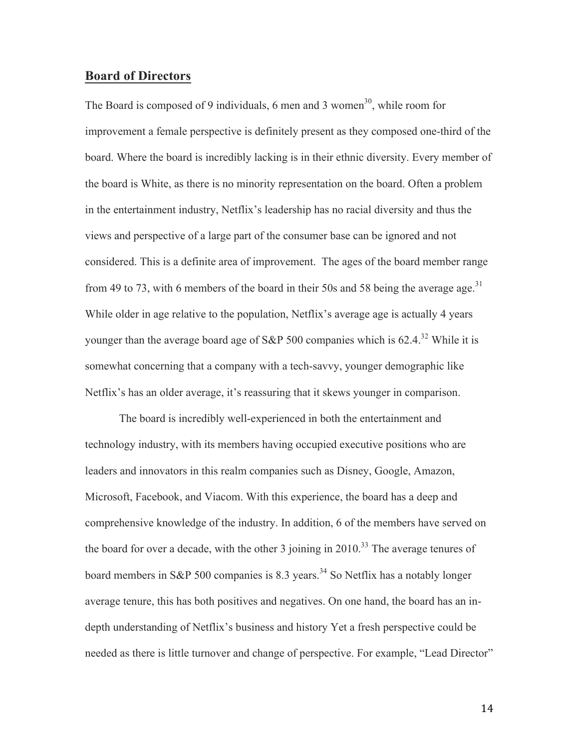## Board of Directors

The Board is composed of 9 individuals, 6 men and 3 women[30], while room for improvement a female perspective is definitely present as they composed one-third of the board. Where the board is incredibly lacking is in their ethnic diversity. Every member of the board is White, as there is no minority representation on the board. Often a problem in the entertainment industry, Netflix's leadership has no racial diversity and thus the views and perspective of a large part of the consumer base can be ignored and not considered. This is a definite area of improvement. The ages of the board member range from 49 to 73, with 6 members of the board in their 50s and 58 being the average age.[31] While older in age relative to the population, Netflix's average age is actually 4 years younger than the average board age of S&P 500 companies which is 62.4.[32] While it is somewhat concerning that a company with a tech-savvy, younger demographic like Netflix's has an older average, it's reassuring that it skews younger in comparison.

The board is incredibly well-experienced in both the entertainment and technology industry, with its members having occupied executive positions who are leaders and innovators in this realm companies such as Disney, Google, Amazon, Microsoft, Facebook, and Viacom. With this experience, the board has a deep and comprehensive knowledge of the industry. In addition, 6 of the members have served on the board for over a decade, with the other 3 joining in 2010.[33] The average tenures of board members in S&P 500 companies is 8.3 years.[34] So Netflix has a notably longer average tenure, this has both positives and negatives. On one hand, the board has an in-depth understanding of Netflix's business and history Yet a fresh perspective could be needed as there is little turnover and change of perspective. For example, "Lead Director"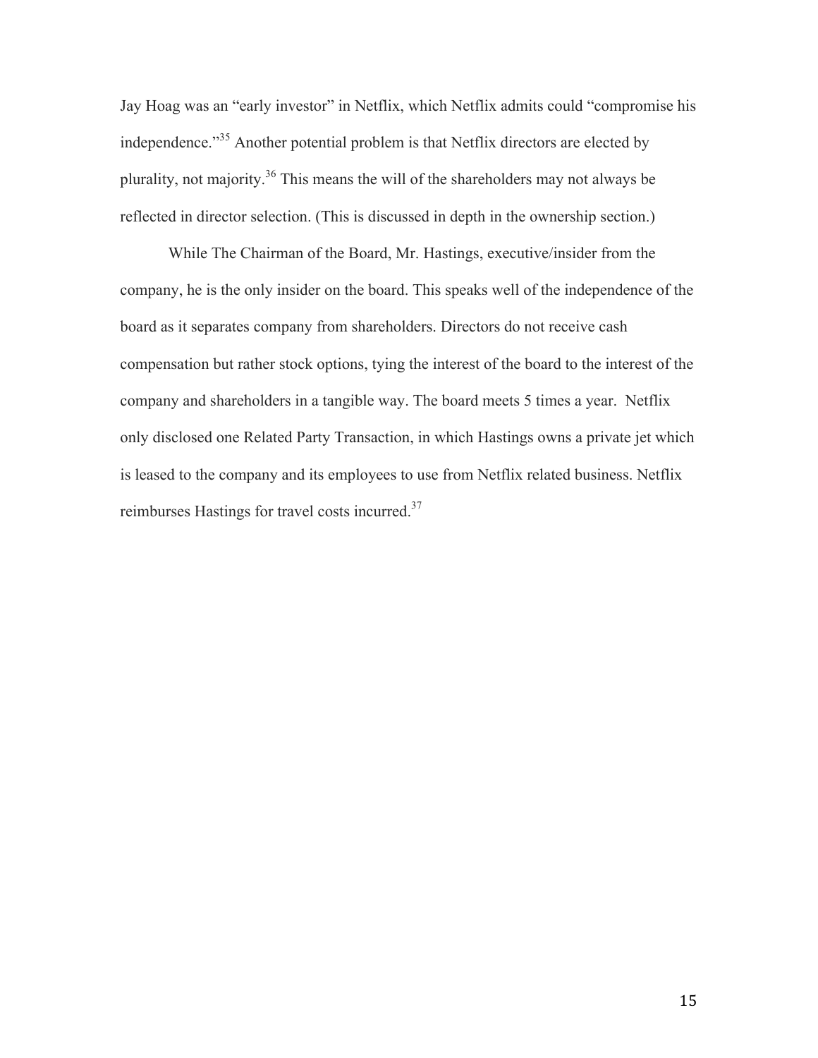Jay Hoag was an "early investor" in Netflix, which Netflix admits could "compromise his independence."[35] Another potential problem is that Netflix directors are elected by plurality, not majority.[36] This means the will of the shareholders may not always be reflected in director selection. (This is discussed in depth in the ownership section.)

While The Chairman of the Board, Mr. Hastings, executive/insider from the company, he is the only insider on the board. This speaks well of the independence of the board as it separates company from shareholders. Directors do not receive cash compensation but rather stock options, tying the interest of the board to the interest of the company and shareholders in a tangible way. The board meets 5 times a year. Netflix only disclosed one Related Party Transaction, in which Hastings owns a private jet which is leased to the company and its employees to use from Netflix related business. Netflix reimburses Hastings for travel costs incurred.[37]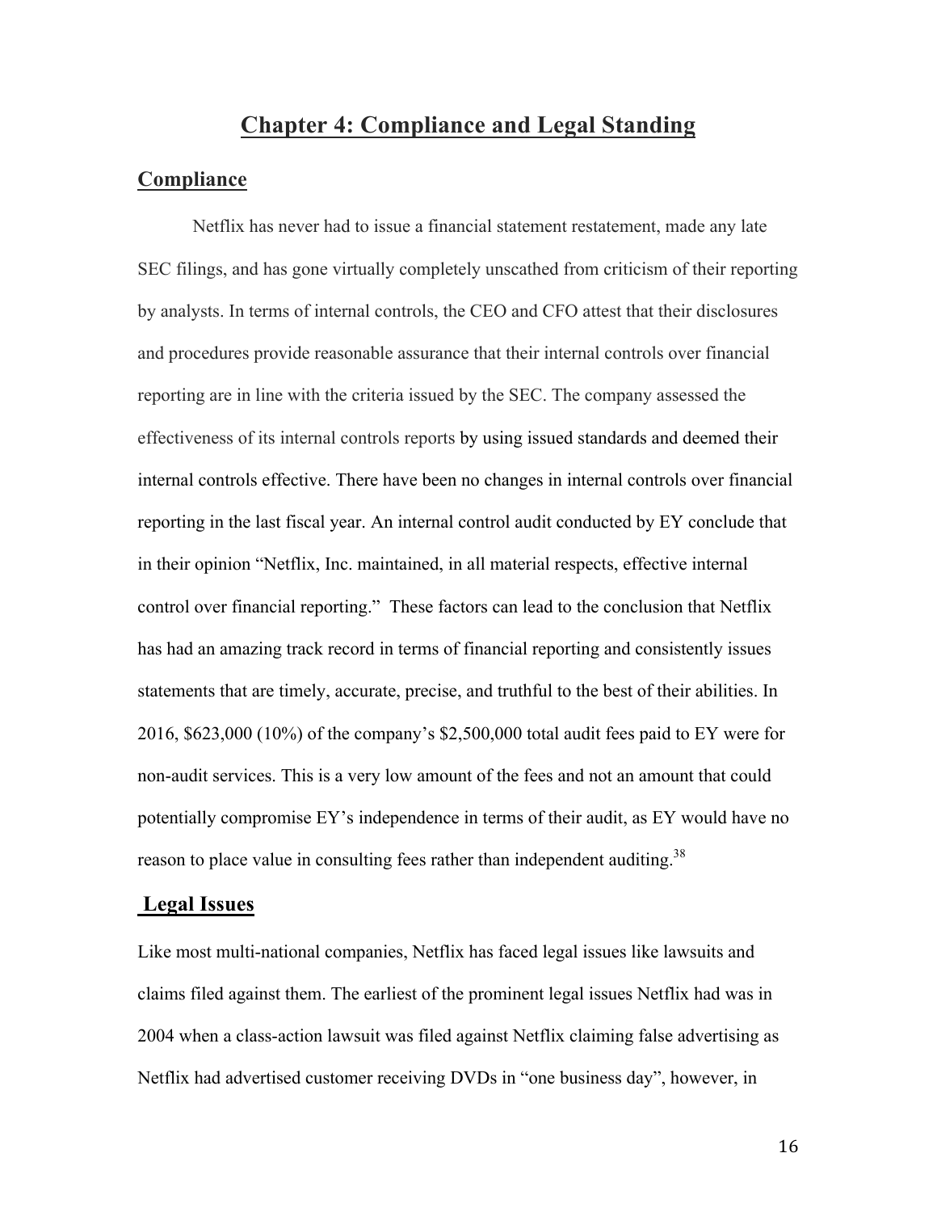# Chapter 4: Compliance and Legal Standing

## Compliance

Netflix has never had to issue a financial statement restatement, made any late SEC filings, and has gone virtually completely unscathed from criticism of their reporting by analysts. In terms of internal controls, the CEO and CFO attest that their disclosures and procedures provide reasonable assurance that their internal controls over financial reporting are in line with the criteria issued by the SEC. The company assessed the effectiveness of its internal controls reports by using issued standards and deemed their internal controls effective. There have been no changes in internal controls over financial reporting in the last fiscal year. An internal control audit conducted by EY conclude that in their opinion "Netflix, Inc. maintained, in all material respects, effective internal control over financial reporting." These factors can lead to the conclusion that Netflix has had an amazing track record in terms of financial reporting and consistently issues statements that are timely, accurate, precise, and truthful to the best of their abilities. In 2016, $623,000 (10%) of the company's $2,500,000 total audit fees paid to EY were for non-audit services. This is a very low amount of the fees and not an amount that could potentially compromise EY's independence in terms of their audit, as EY would have no reason to place value in consulting fees rather than independent auditing.[38]

## Legal Issues

Like most multi-national companies, Netflix has faced legal issues like lawsuits and claims filed against them. The earliest of the prominent legal issues Netflix had was in 2004 when a class-action lawsuit was filed against Netflix claiming false advertising as Netflix had advertised customer receiving DVDs in "one business day", however, in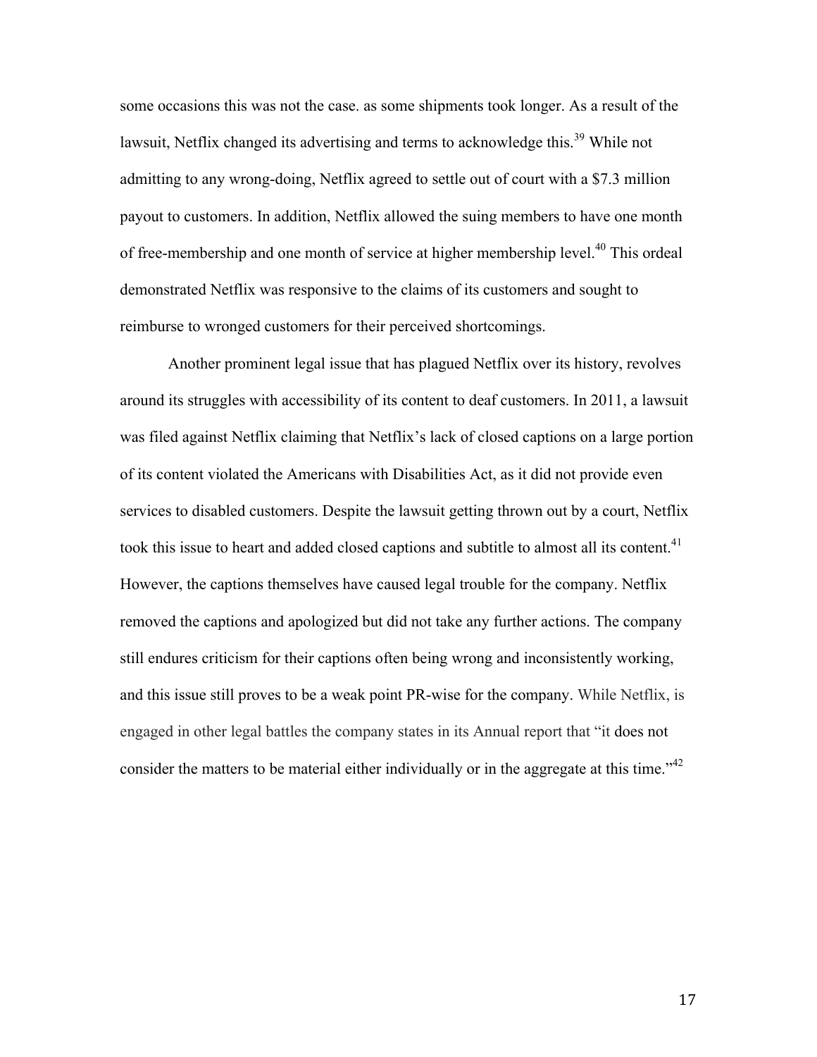some occasions this was not the case. as some shipments took longer. As a result of the lawsuit, Netflix changed its advertising and terms to acknowledge this.[39] While not admitting to any wrong-doing, Netflix agreed to settle out of court with a $7.3 million payout to customers. In addition, Netflix allowed the suing members to have one month of free-membership and one month of service at higher membership level.[40] This ordeal demonstrated Netflix was responsive to the claims of its customers and sought to reimburse to wronged customers for their perceived shortcomings.

Another prominent legal issue that has plagued Netflix over its history, revolves around its struggles with accessibility of its content to deaf customers. In 2011, a lawsuit was filed against Netflix claiming that Netflix's lack of closed captions on a large portion of its content violated the Americans with Disabilities Act, as it did not provide even services to disabled customers. Despite the lawsuit getting thrown out by a court, Netflix took this issue to heart and added closed captions and subtitle to almost all its content.[41] However, the captions themselves have caused legal trouble for the company. Netflix removed the captions and apologized but did not take any further actions. The company still endures criticism for their captions often being wrong and inconsistently working, and this issue still proves to be a weak point PR-wise for the company. While Netflix, is engaged in other legal battles the company states in its Annual report that "it does not consider the matters to be material either individually or in the aggregate at this time."[42]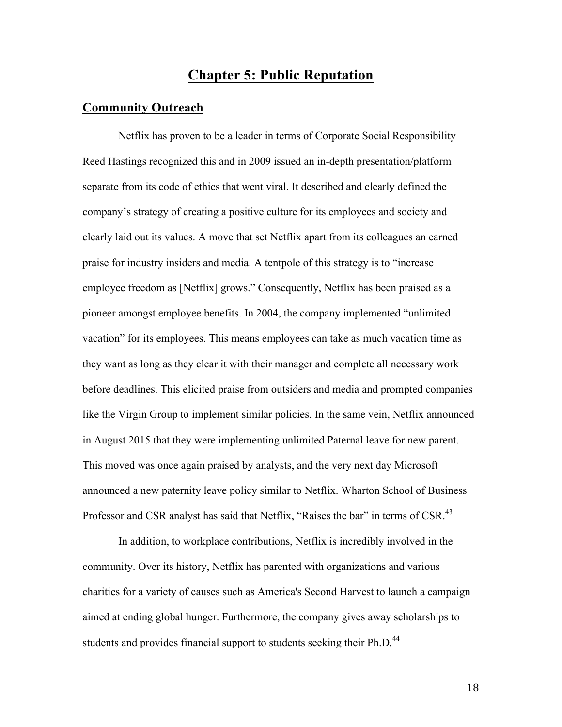# Chapter 5: Public Reputation

## Community Outreach

Netflix has proven to be a leader in terms of Corporate Social Responsibility Reed Hastings recognized this and in 2009 issued an in-depth presentation/platform separate from its code of ethics that went viral. It described and clearly defined the company's strategy of creating a positive culture for its employees and society and clearly laid out its values. A move that set Netflix apart from its colleagues an earned praise for industry insiders and media. A tentpole of this strategy is to "increase employee freedom as [Netflix] grows." Consequently, Netflix has been praised as a pioneer amongst employee benefits. In 2004, the company implemented "unlimited vacation" for its employees. This means employees can take as much vacation time as they want as long as they clear it with their manager and complete all necessary work before deadlines. This elicited praise from outsiders and media and prompted companies like the Virgin Group to implement similar policies. In the same vein, Netflix announced in August 2015 that they were implementing unlimited Paternal leave for new parent. This moved was once again praised by analysts, and the very next day Microsoft announced a new paternity leave policy similar to Netflix. Wharton School of Business Professor and CSR analyst has said that Netflix, "Raises the bar" in terms of CSR.[43]

In addition, to workplace contributions, Netflix is incredibly involved in the community. Over its history, Netflix has parented with organizations and various charities for a variety of causes such as America's Second Harvest to launch a campaign aimed at ending global hunger. Furthermore, the company gives away scholarships to students and provides financial support to students seeking their Ph.D.[44]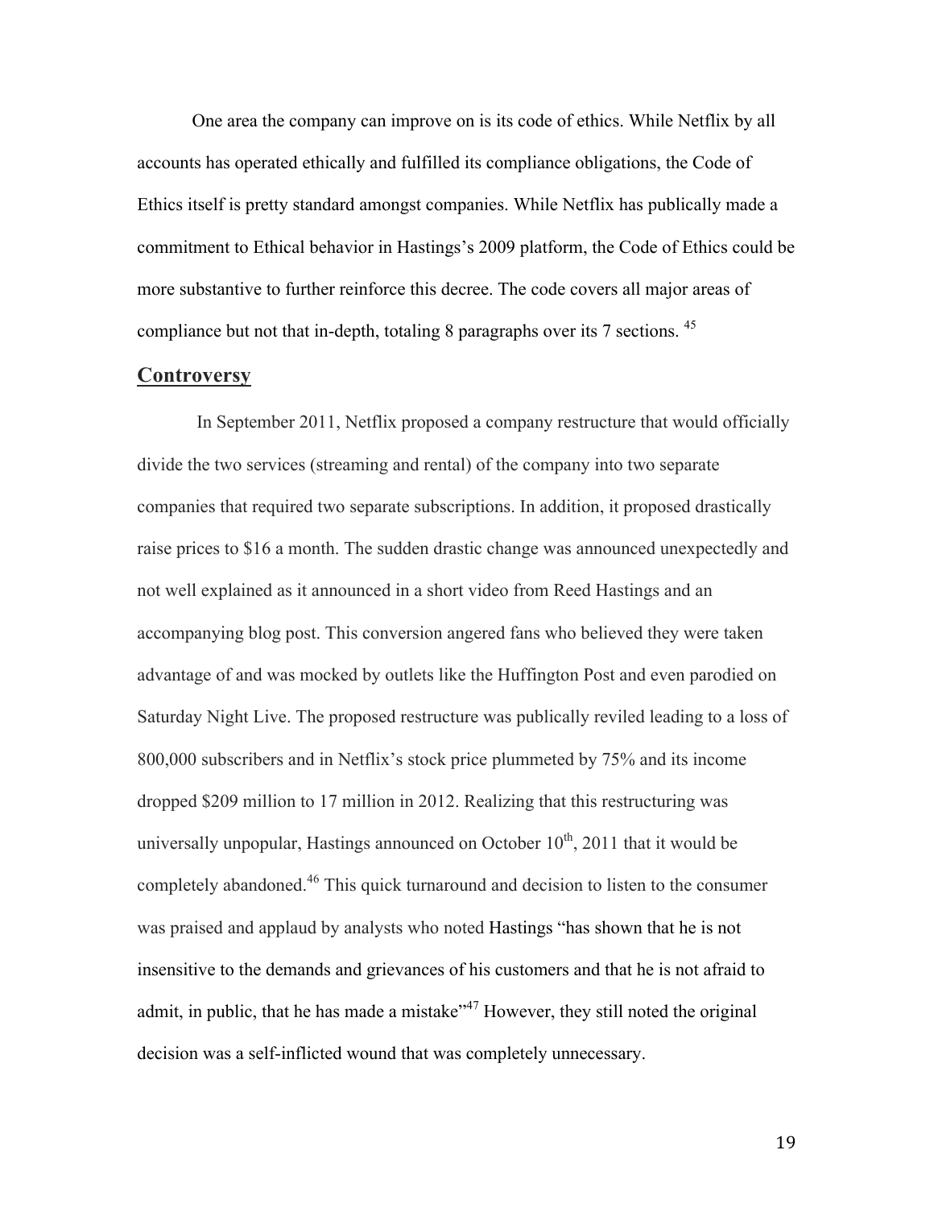One area the company can improve on is its code of ethics. While Netflix by all accounts has operated ethically and fulfilled its compliance obligations, the Code of Ethics itself is pretty standard amongst companies. While Netflix has publically made a commitment to Ethical behavior in Hastings's 2009 platform, the Code of Ethics could be more substantive to further reinforce this decree. The code covers all major areas of compliance but not that in-depth, totaling 8 paragraphs over its 7 sections. [45]

## Controversy

In September 2011, Netflix proposed a company restructure that would officially divide the two services (streaming and rental) of the company into two separate companies that required two separate subscriptions. In addition, it proposed drastically raise prices to $16 a month. The sudden drastic change was announced unexpectedly and not well explained as it announced in a short video from Reed Hastings and an accompanying blog post. This conversion angered fans who believed they were taken advantage of and was mocked by outlets like the Huffington Post and even parodied on Saturday Night Live. The proposed restructure was publically reviled leading to a loss of 800,000 subscribers and in Netflix's stock price plummeted by 75% and its income dropped $209 million to 17 million in 2012. Realizing that this restructuring was universally unpopular, Hastings announced on October 10th, 2011 that it would be completely abandoned.[46] This quick turnaround and decision to listen to the consumer was praised and applaud by analysts who noted Hastings "has shown that he is not insensitive to the demands and grievances of his customers and that he is not afraid to admit, in public, that he has made a mistake"[47] However, they still noted the original decision was a self-inflicted wound that was completely unnecessary.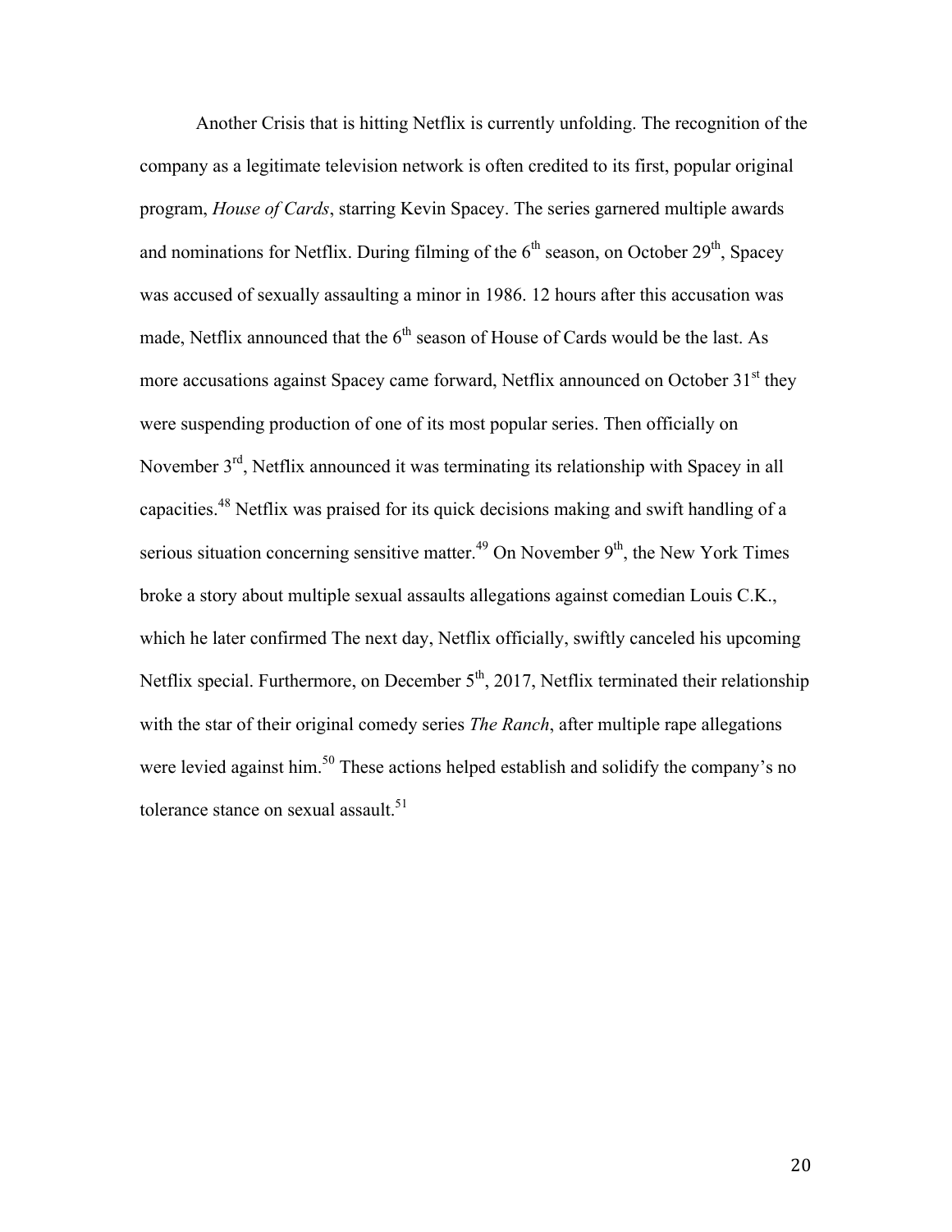Another Crisis that is hitting Netflix is currently unfolding. The recognition of the company as a legitimate television network is often credited to its first, popular original program, *House of Cards*, starring Kevin Spacey. The series garnered multiple awards and nominations for Netflix. During filming of the 6th season, on October 29th, Spacey was accused of sexually assaulting a minor in 1986. 12 hours after this accusation was made, Netflix announced that the 6th season of House of Cards would be the last. As more accusations against Spacey came forward, Netflix announced on October 31st they were suspending production of one of its most popular series. Then officially on November 3rd, Netflix announced it was terminating its relationship with Spacey in all capacities.[48] Netflix was praised for its quick decisions making and swift handling of a serious situation concerning sensitive matter.[49] On November 9th, the New York Times broke a story about multiple sexual assaults allegations against comedian Louis C.K., which he later confirmed The next day, Netflix officially, swiftly canceled his upcoming Netflix special. Furthermore, on December 5th, 2017, Netflix terminated their relationship with the star of their original comedy series *The Ranch*, after multiple rape allegations were levied against him.[50] These actions helped establish and solidify the company's no tolerance stance on sexual assault.[51]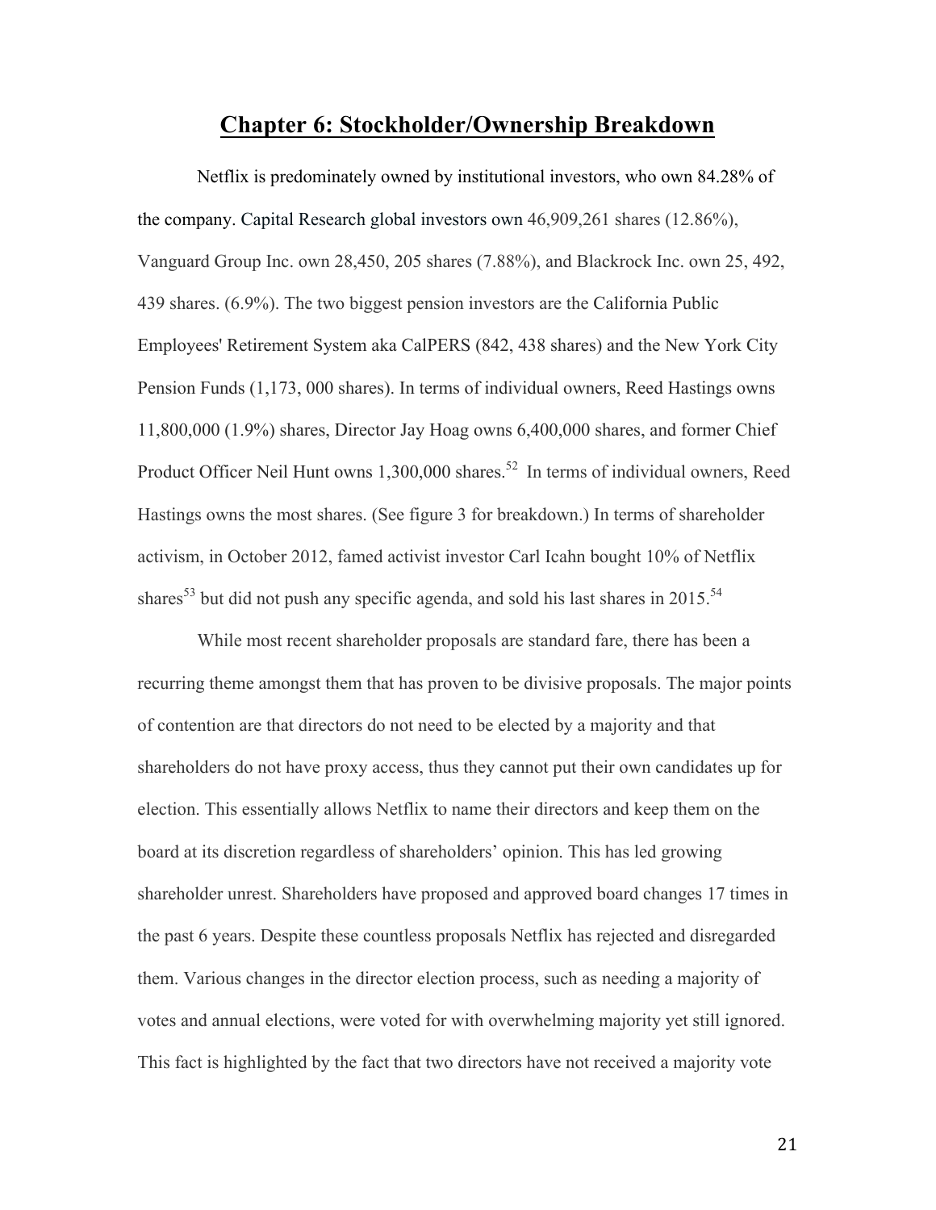# Chapter 6: Stockholder/Ownership Breakdown

Netflix is predominately owned by institutional investors, who own 84.28% of the company. Capital Research global investors own 46,909,261 shares (12.86%), Vanguard Group Inc. own 28,450, 205 shares (7.88%), and Blackrock Inc. own 25, 492, 439 shares. (6.9%). The two biggest pension investors are the California Public Employees' Retirement System aka CalPERS (842, 438 shares) and the New York City Pension Funds (1,173, 000 shares). In terms of individual owners, Reed Hastings owns 11,800,000 (1.9%) shares, Director Jay Hoag owns 6,400,000 shares, and former Chief Product Officer Neil Hunt owns 1,300,000 shares.[52] In terms of individual owners, Reed Hastings owns the most shares. (See figure 3 for breakdown.) In terms of shareholder activism, in October 2012, famed activist investor Carl Icahn bought 10% of Netflix shares[53] but did not push any specific agenda, and sold his last shares in 2015.[54]

While most recent shareholder proposals are standard fare, there has been a recurring theme amongst them that has proven to be divisive proposals. The major points of contention are that directors do not need to be elected by a majority and that shareholders do not have proxy access, thus they cannot put their own candidates up for election. This essentially allows Netflix to name their directors and keep them on the board at its discretion regardless of shareholders' opinion. This has led growing shareholder unrest. Shareholders have proposed and approved board changes 17 times in the past 6 years. Despite these countless proposals Netflix has rejected and disregarded them. Various changes in the director election process, such as needing a majority of votes and annual elections, were voted for with overwhelming majority yet still ignored. This fact is highlighted by the fact that two directors have not received a majority vote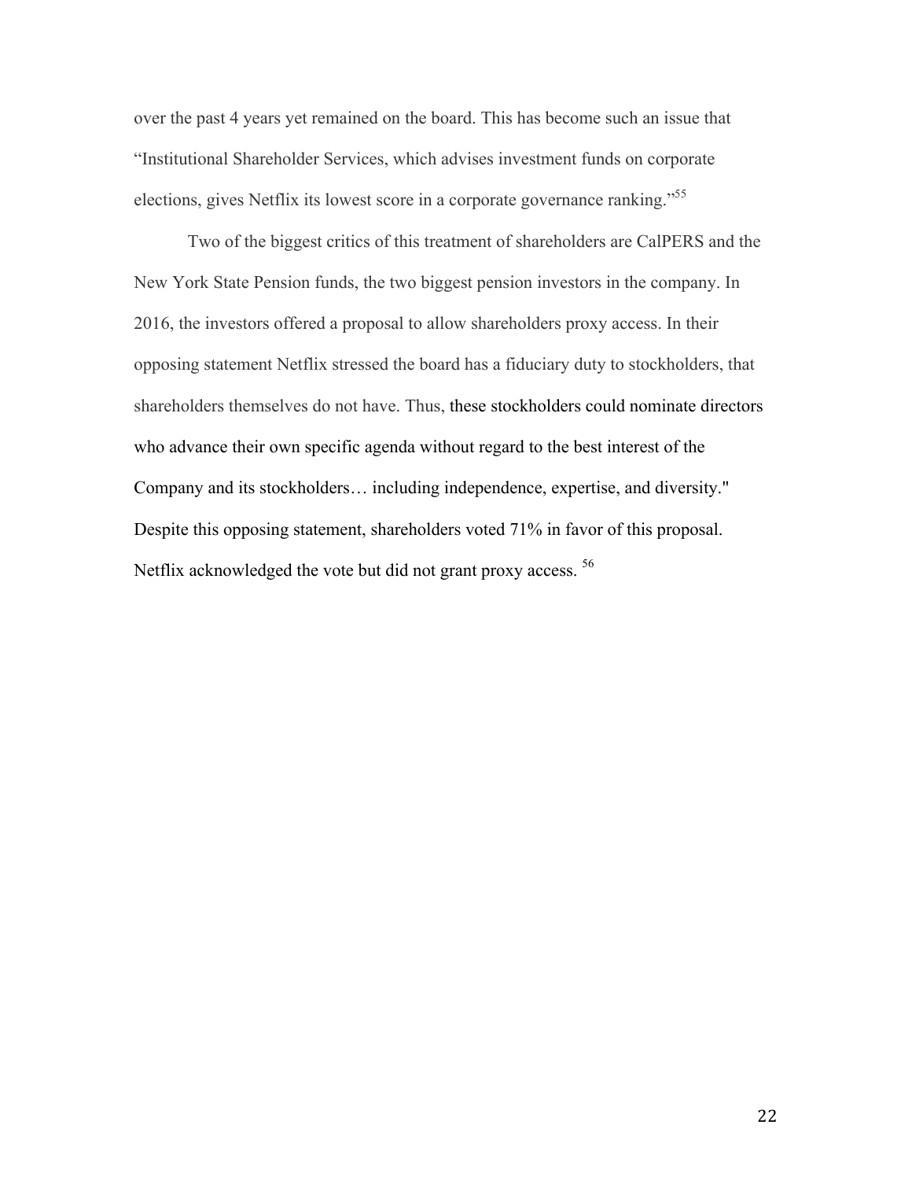over the past 4 years yet remained on the board. This has become such an issue that "Institutional Shareholder Services, which advises investment funds on corporate elections, gives Netflix its lowest score in a corporate governance ranking."[55]

Two of the biggest critics of this treatment of shareholders are CalPERS and the New York State Pension funds, the two biggest pension investors in the company. In 2016, the investors offered a proposal to allow shareholders proxy access. In their opposing statement Netflix stressed the board has a fiduciary duty to stockholders, that shareholders themselves do not have. Thus, these stockholders could nominate directors who advance their own specific agenda without regard to the best interest of the Company and its stockholders… including independence, expertise, and diversity." Despite this opposing statement, shareholders voted 71% in favor of this proposal. Netflix acknowledged the vote but did not grant proxy access. [56]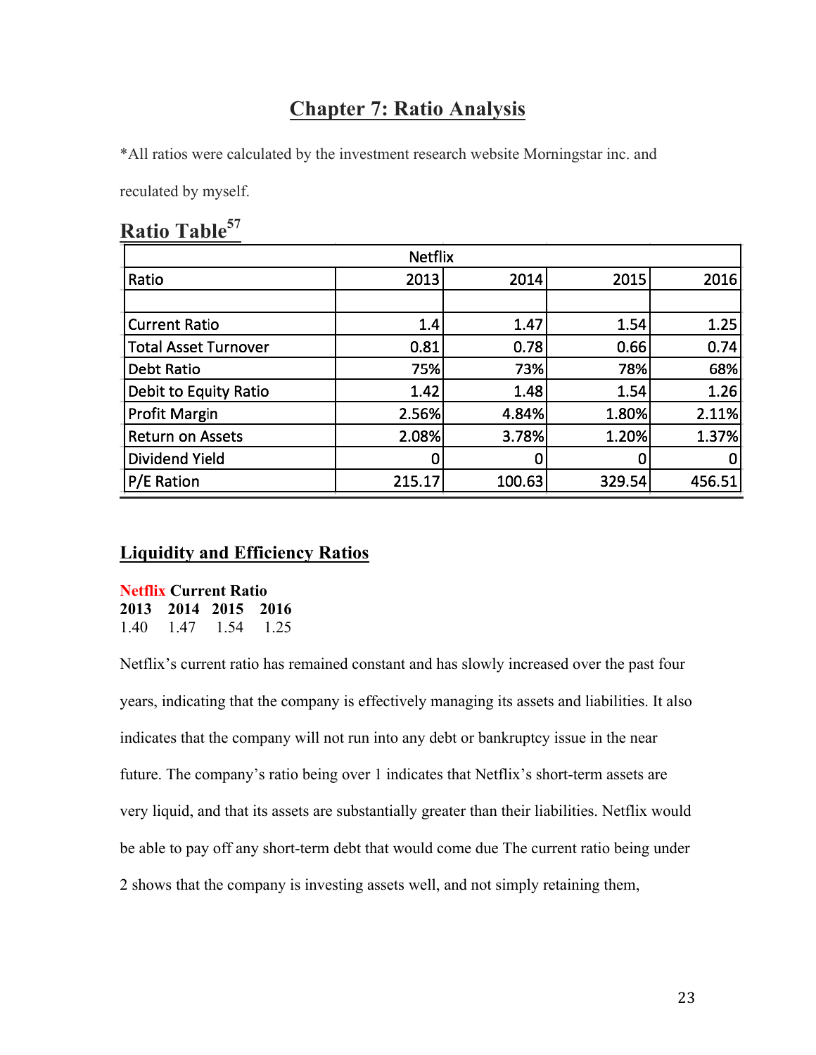# Chapter 7: Ratio Analysis

*All ratios were calculated by the investment research website Morningstar inc. and reculated by myself.

## Ratio Table[57]

| Netflix | | | | |
|---|---|---|---|---|
| Ratio | 2013 | 2014 | 2015 | 2016 |
| | | | | |
| Current Ratio | 1.4 | 1.47 | 1.54 | 1.25 |
| Total Asset Turnover | 0.81 | 0.78 | 0.66 | 0.74 |
| Debt Ratio | 75% | 73% | 78% | 68% |
| Debit to Equity Ratio | 1.42 | 1.48 | 1.54 | 1.26 |
| Profit Margin | 2.56% | 4.84% | 1.80% | 2.11% |
| Return on Assets | 2.08% | 3.78% | 1.20% | 1.37% |
| Dividend Yield | 0 | 0 | 0 | 0 |
| P/E Ration | 215.17 | 100.63 | 329.54 | 456.51 |

## Liquidity and Efficiency Ratios

**Netflix Current Ratio**

| 2013 | 2014 | 2015 | 2016 |
|---|---|---|---|
| 1.40 | 1.47 | 1.54 | 1.25 |

Netflix's current ratio has remained constant and has slowly increased over the past four years, indicating that the company is effectively managing its assets and liabilities. It also indicates that the company will not run into any debt or bankruptcy issue in the near future. The company's ratio being over 1 indicates that Netflix's short-term assets are very liquid, and that its assets are substantially greater than their liabilities. Netflix would be able to pay off any short-term debt that would come due The current ratio being under 2 shows that the company is investing assets well, and not simply retaining them,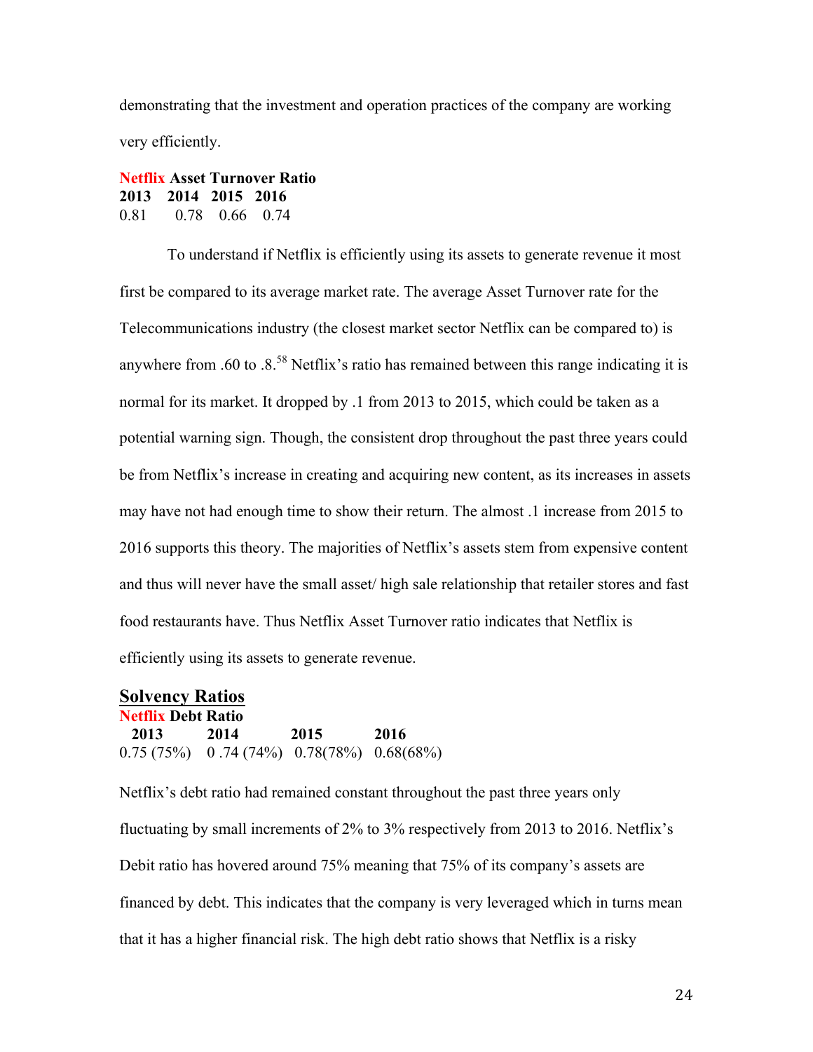demonstrating that the investment and operation practices of the company are working very efficiently.

**Netflix Asset Turnover Ratio**

| 2013 | 2014 | 2015 | 2016 |
|---|---|---|---|
| 0.81 | 0.78 | 0.66 | 0.74 |

To understand if Netflix is efficiently using its assets to generate revenue it most first be compared to its average market rate. The average Asset Turnover rate for the Telecommunications industry (the closest market sector Netflix can be compared to) is anywhere from .60 to .8.[58] Netflix's ratio has remained between this range indicating it is normal for its market. It dropped by .1 from 2013 to 2015, which could be taken as a potential warning sign. Though, the consistent drop throughout the past three years could be from Netflix's increase in creating and acquiring new content, as its increases in assets may have not had enough time to show their return. The almost .1 increase from 2015 to 2016 supports this theory. The majorities of Netflix's assets stem from expensive content and thus will never have the small asset/ high sale relationship that retailer stores and fast food restaurants have. Thus Netflix Asset Turnover ratio indicates that Netflix is efficiently using its assets to generate revenue.

## Solvency Ratios

**Netflix Debt Ratio**

| 2013 | 2014 | 2015 | 2016 |
|---|---|---|---|
| 0.75 (75%) | 0 .74 (74%) | 0.78(78%) | 0.68(68%) |

Netflix's debt ratio had remained constant throughout the past three years only fluctuating by small increments of 2% to 3% respectively from 2013 to 2016. Netflix's Debit ratio has hovered around 75% meaning that 75% of its company's assets are financed by debt. This indicates that the company is very leveraged which in turns mean that it has a higher financial risk. The high debt ratio shows that Netflix is a risky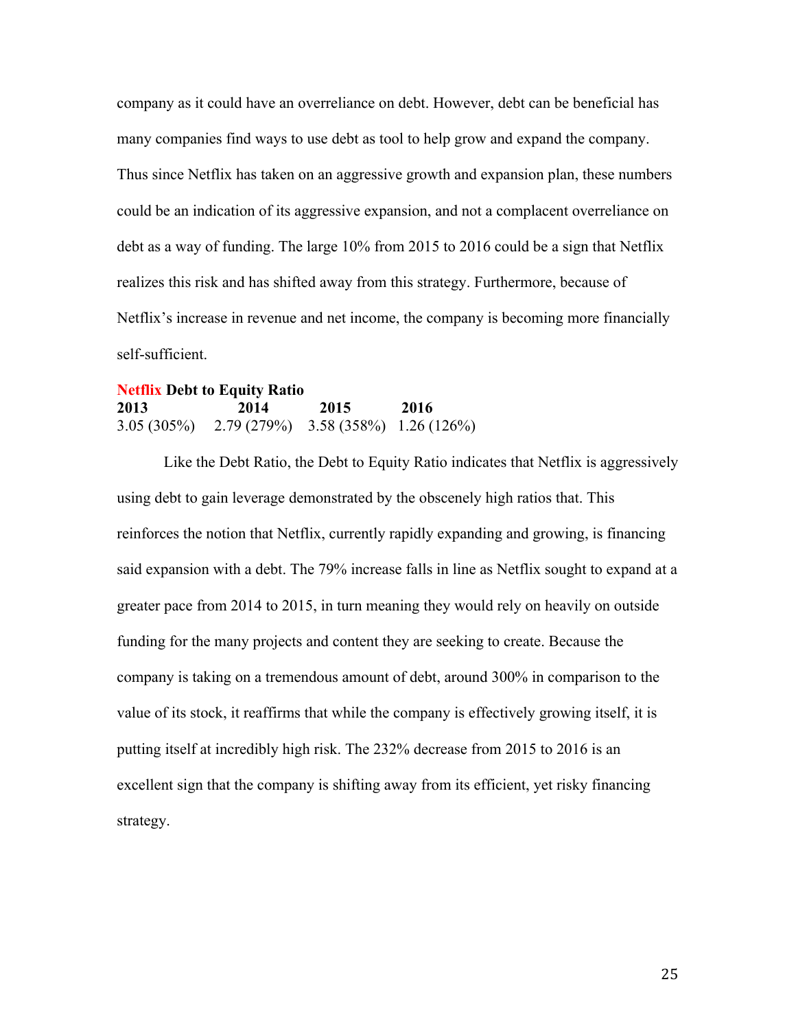company as it could have an overreliance on debt. However, debt can be beneficial has many companies find ways to use debt as tool to help grow and expand the company. Thus since Netflix has taken on an aggressive growth and expansion plan, these numbers could be an indication of its aggressive expansion, and not a complacent overreliance on debt as a way of funding. The large 10% from 2015 to 2016 could be a sign that Netflix realizes this risk and has shifted away from this strategy. Furthermore, because of Netflix's increase in revenue and net income, the company is becoming more financially self-sufficient.

**Netflix Debt to Equity Ratio**

| **2013** | **2014** | **2015** | **2016** |
|---|---|---|---|
| 3.05 (305%) | 2.79 (279%) | 3.58 (358%) | 1.26 (126%) |

Like the Debt Ratio, the Debt to Equity Ratio indicates that Netflix is aggressively using debt to gain leverage demonstrated by the obscenely high ratios that. This reinforces the notion that Netflix, currently rapidly expanding and growing, is financing said expansion with a debt. The 79% increase falls in line as Netflix sought to expand at a greater pace from 2014 to 2015, in turn meaning they would rely on heavily on outside funding for the many projects and content they are seeking to create. Because the company is taking on a tremendous amount of debt, around 300% in comparison to the value of its stock, it reaffirms that while the company is effectively growing itself, it is putting itself at incredibly high risk. The 232% decrease from 2015 to 2016 is an excellent sign that the company is shifting away from its efficient, yet risky financing strategy.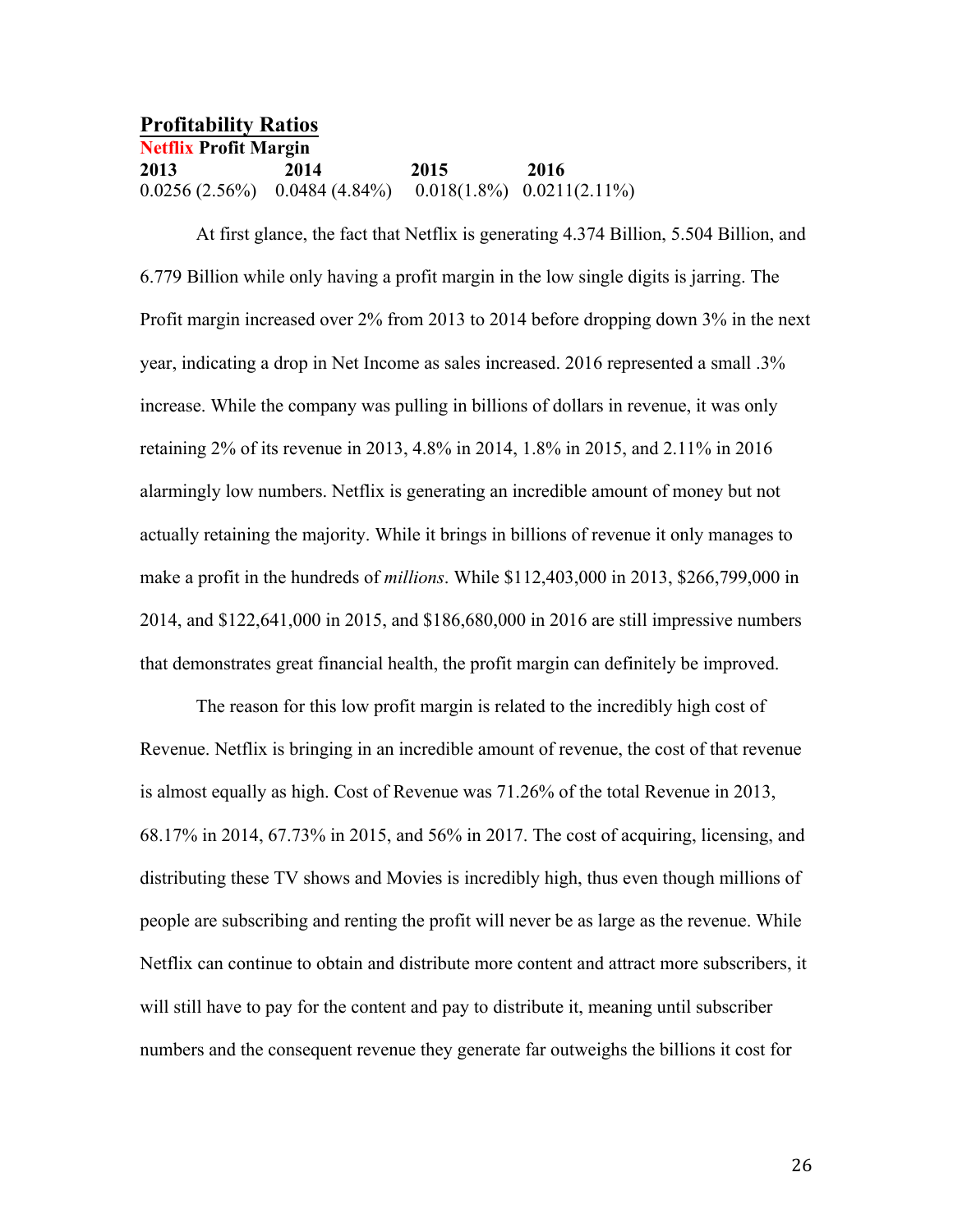## Profitability Ratios

**Netflix Profit Margin**

| 2013 | 2014 | 2015 | 2016 |
|---|---|---|---|
| 0.0256 (2.56%) | 0.0484 (4.84%) | 0.018(1.8%) | 0.0211(2.11%) |

At first glance, the fact that Netflix is generating 4.374 Billion, 5.504 Billion, and 6.779 Billion while only having a profit margin in the low single digits is jarring. The Profit margin increased over 2% from 2013 to 2014 before dropping down 3% in the next year, indicating a drop in Net Income as sales increased. 2016 represented a small .3% increase. While the company was pulling in billions of dollars in revenue, it was only retaining 2% of its revenue in 2013, 4.8% in 2014, 1.8% in 2015, and 2.11% in 2016 alarmingly low numbers. Netflix is generating an incredible amount of money but not actually retaining the majority. While it brings in billions of revenue it only manages to make a profit in the hundreds of *millions*. While $112,403,000 in 2013, $266,799,000 in 2014, and $122,641,000 in 2015, and $186,680,000 in 2016 are still impressive numbers that demonstrates great financial health, the profit margin can definitely be improved.

The reason for this low profit margin is related to the incredibly high cost of Revenue. Netflix is bringing in an incredible amount of revenue, the cost of that revenue is almost equally as high. Cost of Revenue was 71.26% of the total Revenue in 2013, 68.17% in 2014, 67.73% in 2015, and 56% in 2017. The cost of acquiring, licensing, and distributing these TV shows and Movies is incredibly high, thus even though millions of people are subscribing and renting the profit will never be as large as the revenue. While Netflix can continue to obtain and distribute more content and attract more subscribers, it will still have to pay for the content and pay to distribute it, meaning until subscriber numbers and the consequent revenue they generate far outweighs the billions it cost for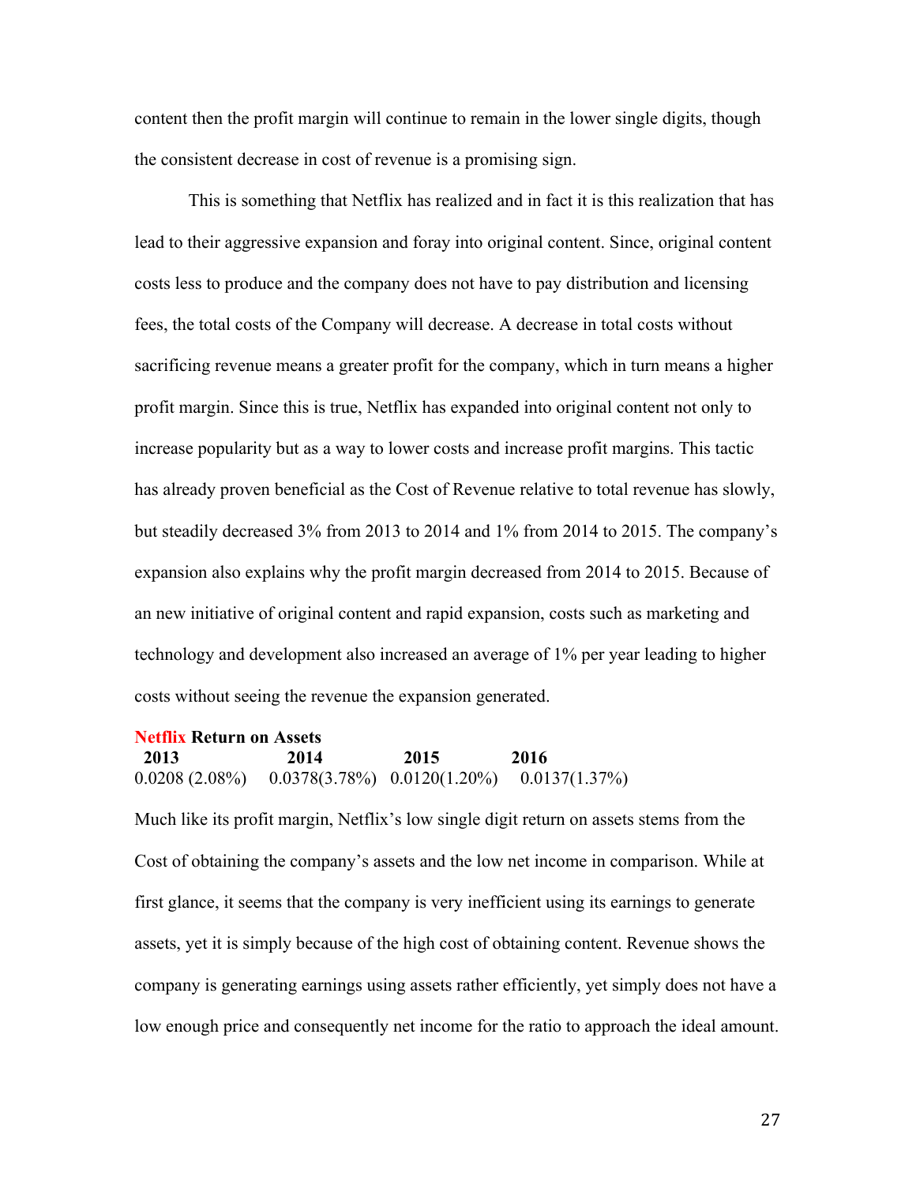content then the profit margin will continue to remain in the lower single digits, though the consistent decrease in cost of revenue is a promising sign.

This is something that Netflix has realized and in fact it is this realization that has lead to their aggressive expansion and foray into original content. Since, original content costs less to produce and the company does not have to pay distribution and licensing fees, the total costs of the Company will decrease. A decrease in total costs without sacrificing revenue means a greater profit for the company, which in turn means a higher profit margin. Since this is true, Netflix has expanded into original content not only to increase popularity but as a way to lower costs and increase profit margins. This tactic has already proven beneficial as the Cost of Revenue relative to total revenue has slowly, but steadily decreased 3% from 2013 to 2014 and 1% from 2014 to 2015. The company's expansion also explains why the profit margin decreased from 2014 to 2015. Because of an new initiative of original content and rapid expansion, costs such as marketing and technology and development also increased an average of 1% per year leading to higher costs without seeing the revenue the expansion generated.

**Netflix Return on Assets**

| 2013 | 2014 | 2015 | 2016 |
|---|---|---|---|
| 0.0208 (2.08%) | 0.0378(3.78%) | 0.0120(1.20%) | 0.0137(1.37%) |

Much like its profit margin, Netflix's low single digit return on assets stems from the Cost of obtaining the company's assets and the low net income in comparison. While at first glance, it seems that the company is very inefficient using its earnings to generate assets, yet it is simply because of the high cost of obtaining content. Revenue shows the company is generating earnings using assets rather efficiently, yet simply does not have a low enough price and consequently net income for the ratio to approach the ideal amount.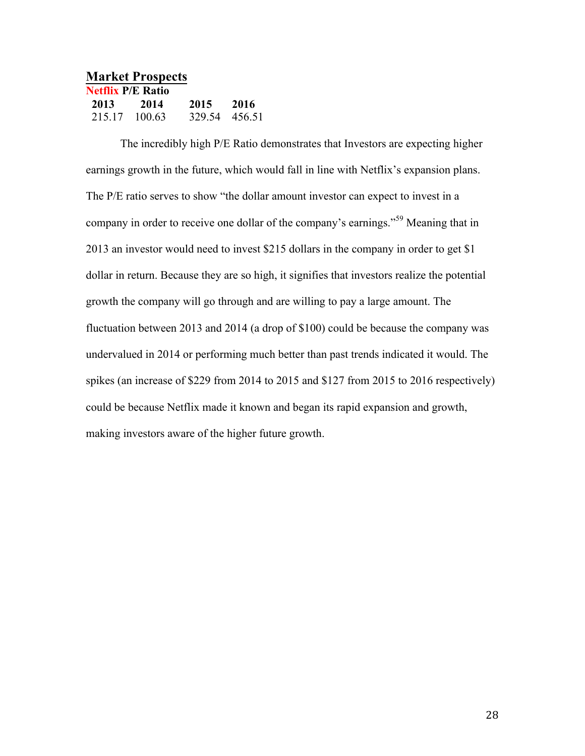## Market Prospects

**Netflix P/E Ratio**

| 2013 | 2014 | 2015 | 2016 |
|---|---|---|---|
| 215.17 | 100.63 | 329.54 | 456.51 |

The incredibly high P/E Ratio demonstrates that Investors are expecting higher earnings growth in the future, which would fall in line with Netflix's expansion plans. The P/E ratio serves to show "the dollar amount investor can expect to invest in a company in order to receive one dollar of the company's earnings."[59] Meaning that in 2013 an investor would need to invest $215 dollars in the company in order to get $1 dollar in return. Because they are so high, it signifies that investors realize the potential growth the company will go through and are willing to pay a large amount. The fluctuation between 2013 and 2014 (a drop of $100) could be because the company was undervalued in 2014 or performing much better than past trends indicated it would. The spikes (an increase of $229 from 2014 to 2015 and $127 from 2015 to 2016 respectively) could be because Netflix made it known and began its rapid expansion and growth, making investors aware of the higher future growth.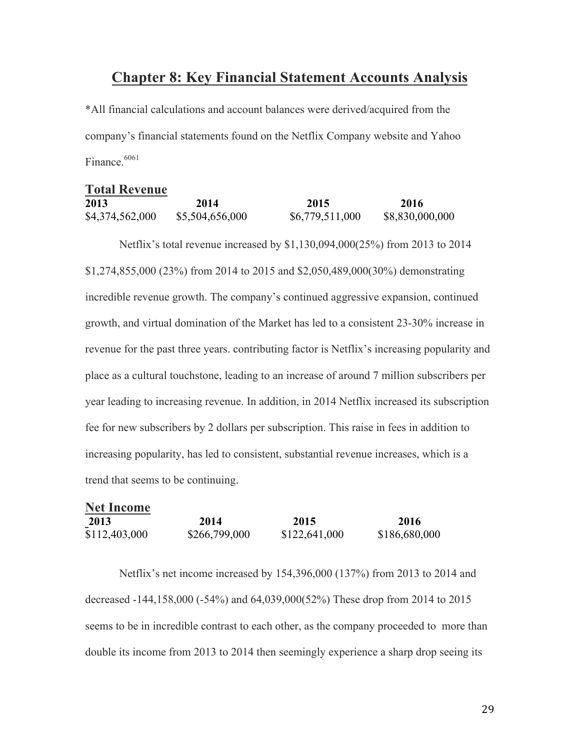## Chapter 8: Key Financial Statement Accounts Analysis

*All financial calculations and account balances were derived/acquired from the company's financial statements found on the Netflix Company website and Yahoo Finance.[60][61]

### Total Revenue

| 2013 | 2014 | 2015 | 2016 |
|---|---|---|---|
| $4,374,562,000 | $5,504,656,000 | $6,779,511,000 | $8,830,000,000 |

Netflix's total revenue increased by $1,130,094,000(25%) from 2013 to 2014 $1,274,855,000 (23%) from 2014 to 2015 and $2,050,489,000(30%) demonstrating incredible revenue growth. The company's continued aggressive expansion, continued growth, and virtual domination of the Market has led to a consistent 23-30% increase in revenue for the past three years. contributing factor is Netflix's increasing popularity and place as a cultural touchstone, leading to an increase of around 7 million subscribers per year leading to increasing revenue. In addition, in 2014 Netflix increased its subscription fee for new subscribers by 2 dollars per subscription. This raise in fees in addition to increasing popularity, has led to consistent, substantial revenue increases, which is a trend that seems to be continuing.

### Net Income

| 2013 | 2014 | 2015 | 2016 |
|---|---|---|---|
| $112,403,000 | $266,799,000 | $122,641,000 | $186,680,000 |

Netflix's net income increased by 154,396,000 (137%) from 2013 to 2014 and decreased -144,158,000 (-54%) and 64,039,000(52%) These drop from 2014 to 2015 seems to be in incredible contrast to each other, as the company proceeded to more than double its income from 2013 to 2014 then seemingly experience a sharp drop seeing its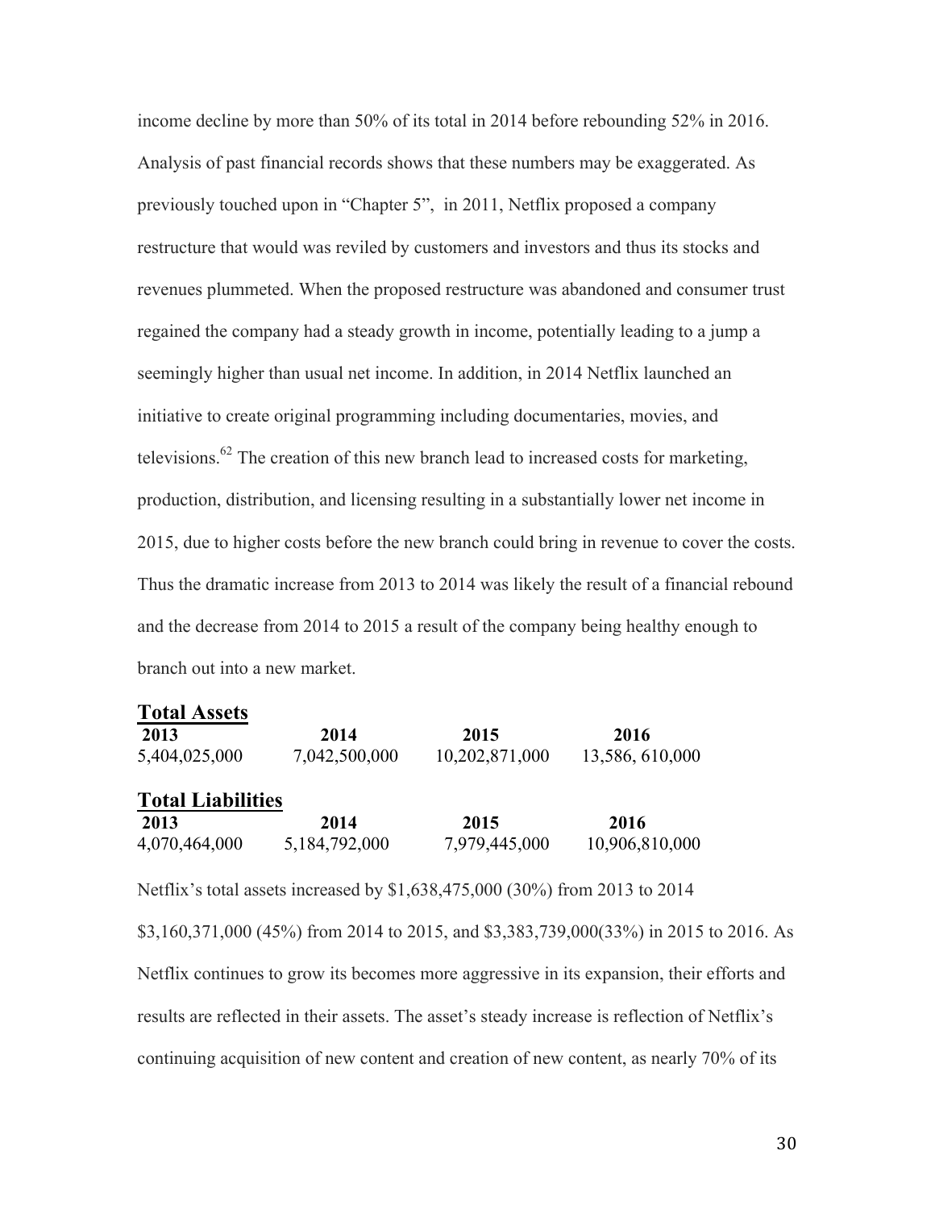income decline by more than 50% of its total in 2014 before rebounding 52% in 2016. Analysis of past financial records shows that these numbers may be exaggerated. As previously touched upon in "Chapter 5", in 2011, Netflix proposed a company restructure that would was reviled by customers and investors and thus its stocks and revenues plummeted. When the proposed restructure was abandoned and consumer trust regained the company had a steady growth in income, potentially leading to a jump a seemingly higher than usual net income. In addition, in 2014 Netflix launched an initiative to create original programming including documentaries, movies, and televisions.[62] The creation of this new branch lead to increased costs for marketing, production, distribution, and licensing resulting in a substantially lower net income in 2015, due to higher costs before the new branch could bring in revenue to cover the costs. Thus the dramatic increase from 2013 to 2014 was likely the result of a financial rebound and the decrease from 2014 to 2015 a result of the company being healthy enough to branch out into a new market.

**Total Assets**

| 2013 | 2014 | 2015 | 2016 |
|---|---|---|---|
| 5,404,025,000 | 7,042,500,000 | 10,202,871,000 | 13,586, 610,000 |

**Total Liabilities**

| 2013 | 2014 | 2015 | 2016 |
|---|---|---|---|
| 4,070,464,000 | 5,184,792,000 | 7,979,445,000 | 10,906,810,000 |

Netflix's total assets increased by $1,638,475,000 (30%) from 2013 to 2014 $3,160,371,000 (45%) from 2014 to 2015, and $3,383,739,000(33%) in 2015 to 2016. As Netflix continues to grow its becomes more aggressive in its expansion, their efforts and results are reflected in their assets. The asset's steady increase is reflection of Netflix's continuing acquisition of new content and creation of new content, as nearly 70% of its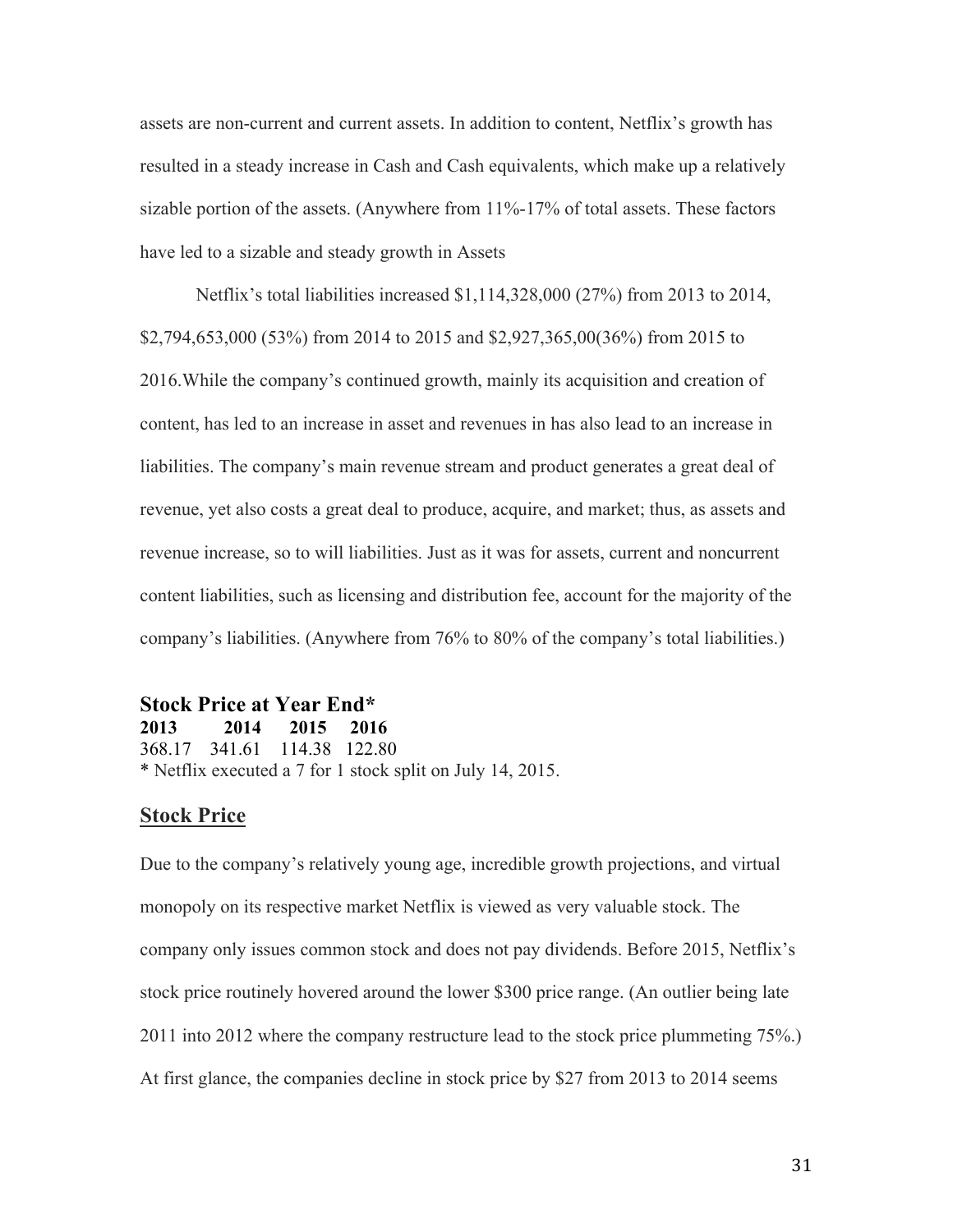assets are non-current and current assets. In addition to content, Netflix's growth has resulted in a steady increase in Cash and Cash equivalents, which make up a relatively sizable portion of the assets. (Anywhere from 11%-17% of total assets. These factors have led to a sizable and steady growth in Assets

Netflix's total liabilities increased $1,114,328,000 (27%) from 2013 to 2014, $2,794,653,000 (53%) from 2014 to 2015 and $2,927,365,00(36%) from 2015 to 2016.While the company's continued growth, mainly its acquisition and creation of content, has led to an increase in asset and revenues in has also lead to an increase in liabilities. The company's main revenue stream and product generates a great deal of revenue, yet also costs a great deal to produce, acquire, and market; thus, as assets and revenue increase, so to will liabilities. Just as it was for assets, current and noncurrent content liabilities, such as licensing and distribution fee, account for the majority of the company's liabilities. (Anywhere from 76% to 80% of the company's total liabilities.)

### Stock Price at Year End*

| 2013 | 2014 | 2015 | 2016 |
|---|---|---|---|
| 368.17 | 341.61 | 114.38 | 122.80 |

* Netflix executed a 7 for 1 stock split on July 14, 2015.

## Stock Price

Due to the company's relatively young age, incredible growth projections, and virtual monopoly on its respective market Netflix is viewed as very valuable stock. The company only issues common stock and does not pay dividends. Before 2015, Netflix's stock price routinely hovered around the lower $300 price range. (An outlier being late 2011 into 2012 where the company restructure lead to the stock price plummeting 75%.) At first glance, the companies decline in stock price by $27 from 2013 to 2014 seems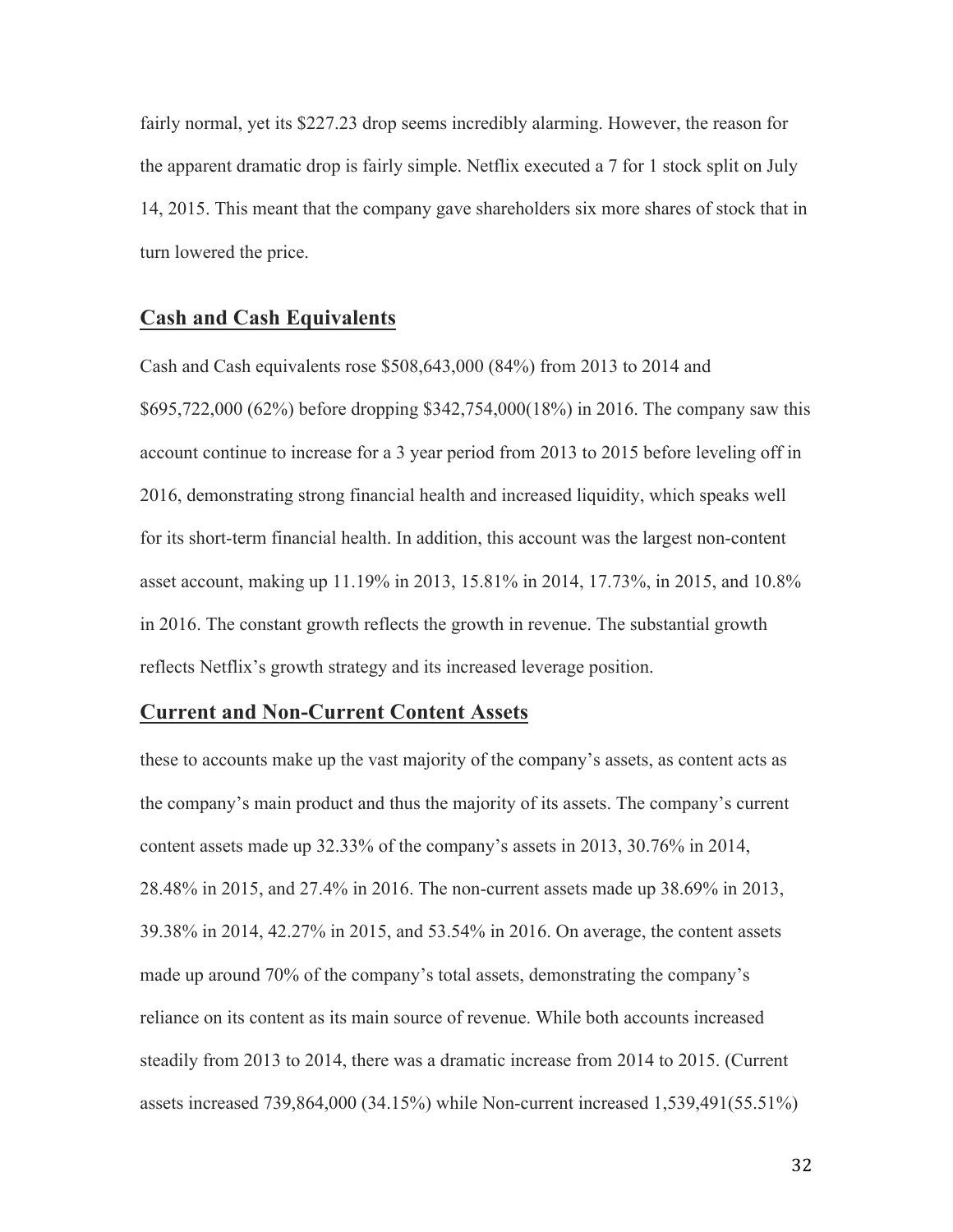fairly normal, yet its $227.23 drop seems incredibly alarming. However, the reason for the apparent dramatic drop is fairly simple. Netflix executed a 7 for 1 stock split on July 14, 2015. This meant that the company gave shareholders six more shares of stock that in turn lowered the price.

## Cash and Cash Equivalents

Cash and Cash equivalents rose $508,643,000 (84%) from 2013 to 2014 and $695,722,000 (62%) before dropping $342,754,000(18%) in 2016. The company saw this account continue to increase for a 3 year period from 2013 to 2015 before leveling off in 2016, demonstrating strong financial health and increased liquidity, which speaks well for its short-term financial health. In addition, this account was the largest non-content asset account, making up 11.19% in 2013, 15.81% in 2014, 17.73%, in 2015, and 10.8% in 2016. The constant growth reflects the growth in revenue. The substantial growth reflects Netflix's growth strategy and its increased leverage position.

## Current and Non-Current Content Assets

these to accounts make up the vast majority of the company's assets, as content acts as the company's main product and thus the majority of its assets. The company's current content assets made up 32.33% of the company's assets in 2013, 30.76% in 2014, 28.48% in 2015, and 27.4% in 2016. The non-current assets made up 38.69% in 2013, 39.38% in 2014, 42.27% in 2015, and 53.54% in 2016. On average, the content assets made up around 70% of the company's total assets, demonstrating the company's reliance on its content as its main source of revenue. While both accounts increased steadily from 2013 to 2014, there was a dramatic increase from 2014 to 2015. (Current assets increased 739,864,000 (34.15%) while Non-current increased 1,539,491(55.51%)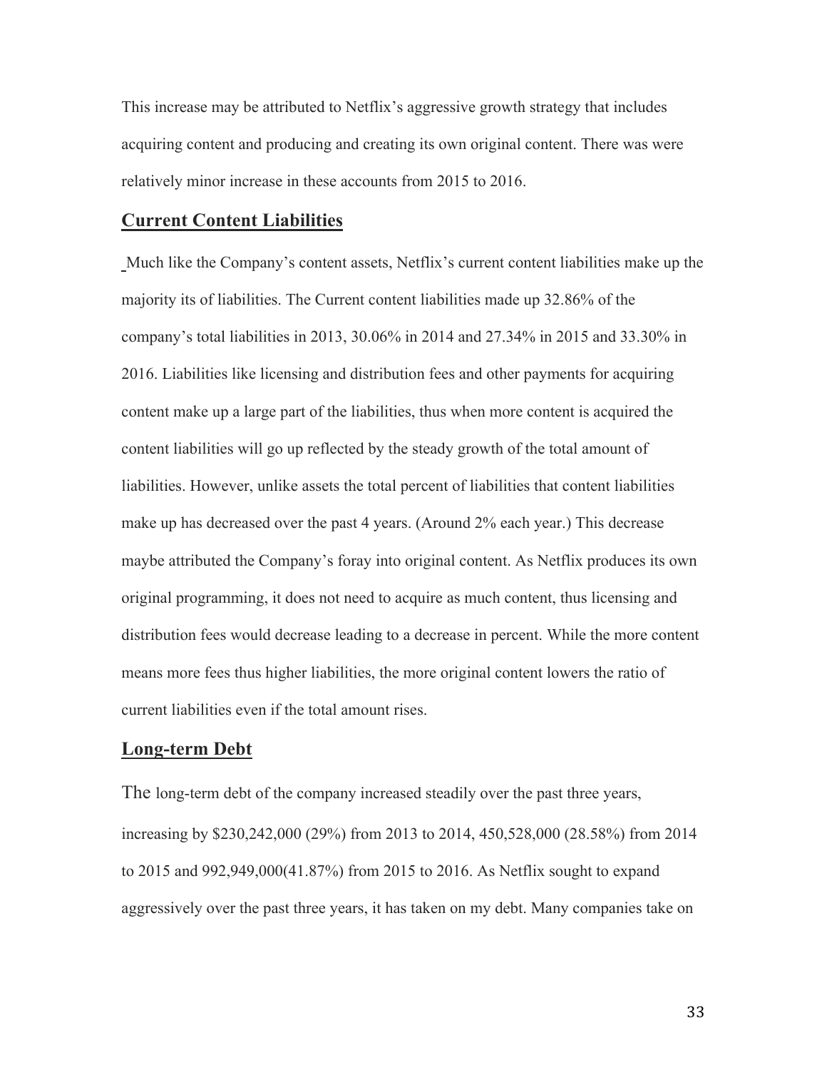This increase may be attributed to Netflix's aggressive growth strategy that includes acquiring content and producing and creating its own original content. There was were relatively minor increase in these accounts from 2015 to 2016.

## Current Content Liabilities

Much like the Company's content assets, Netflix's current content liabilities make up the majority its of liabilities. The Current content liabilities made up 32.86% of the company's total liabilities in 2013, 30.06% in 2014 and 27.34% in 2015 and 33.30% in 2016. Liabilities like licensing and distribution fees and other payments for acquiring content make up a large part of the liabilities, thus when more content is acquired the content liabilities will go up reflected by the steady growth of the total amount of liabilities. However, unlike assets the total percent of liabilities that content liabilities make up has decreased over the past 4 years. (Around 2% each year.) This decrease maybe attributed the Company's foray into original content. As Netflix produces its own original programming, it does not need to acquire as much content, thus licensing and distribution fees would decrease leading to a decrease in percent. While the more content means more fees thus higher liabilities, the more original content lowers the ratio of current liabilities even if the total amount rises.

## Long-term Debt

The long-term debt of the company increased steadily over the past three years, increasing by $230,242,000 (29%) from 2013 to 2014, 450,528,000 (28.58%) from 2014 to 2015 and 992,949,000(41.87%) from 2015 to 2016. As Netflix sought to expand aggressively over the past three years, it has taken on my debt. Many companies take on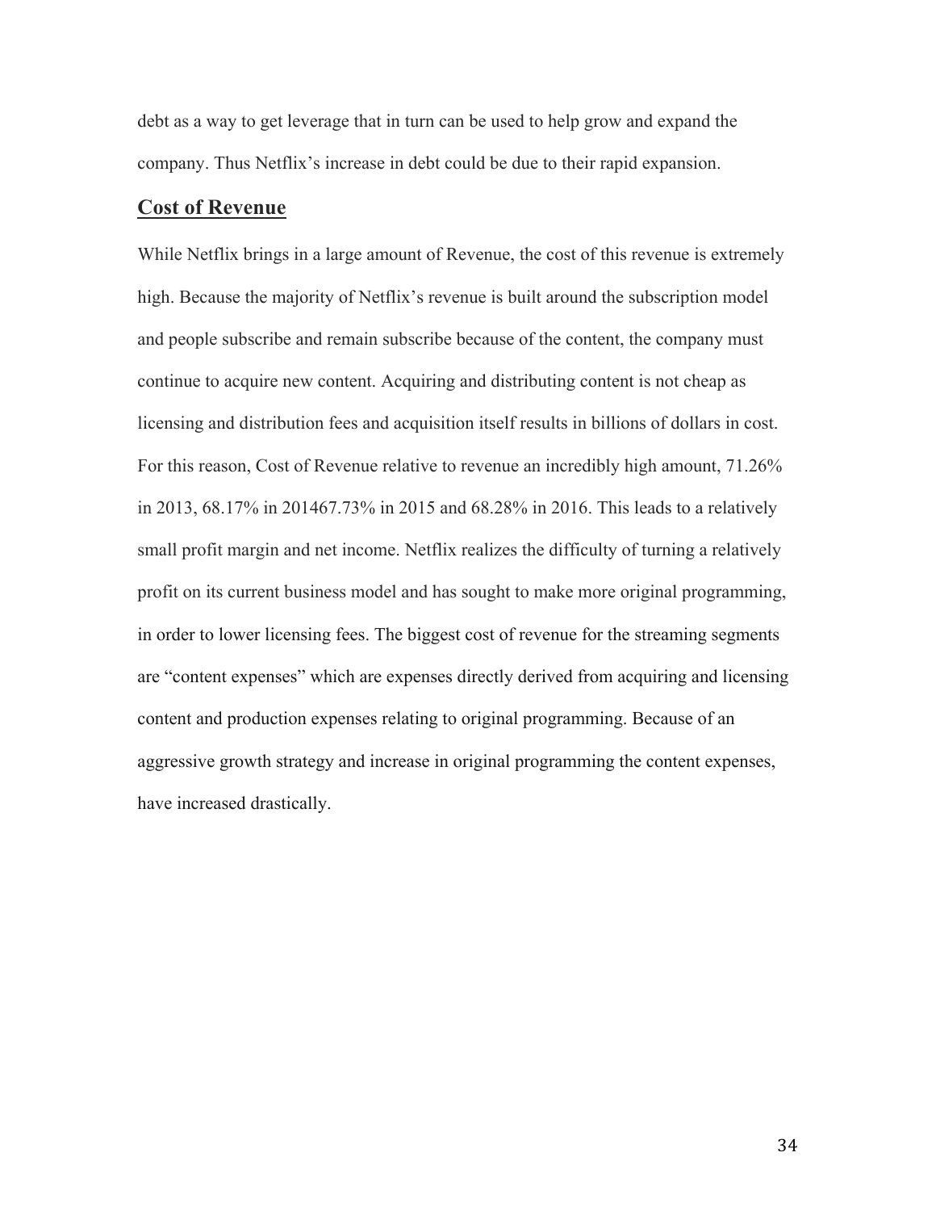debt as a way to get leverage that in turn can be used to help grow and expand the company. Thus Netflix's increase in debt could be due to their rapid expansion.

## Cost of Revenue

While Netflix brings in a large amount of Revenue, the cost of this revenue is extremely high. Because the majority of Netflix's revenue is built around the subscription model and people subscribe and remain subscribe because of the content, the company must continue to acquire new content. Acquiring and distributing content is not cheap as licensing and distribution fees and acquisition itself results in billions of dollars in cost. For this reason, Cost of Revenue relative to revenue an incredibly high amount, 71.26% in 2013, 68.17% in 201467.73% in 2015 and 68.28% in 2016. This leads to a relatively small profit margin and net income. Netflix realizes the difficulty of turning a relatively profit on its current business model and has sought to make more original programming, in order to lower licensing fees. The biggest cost of revenue for the streaming segments are "content expenses" which are expenses directly derived from acquiring and licensing content and production expenses relating to original programming. Because of an aggressive growth strategy and increase in original programming the content expenses, have increased drastically.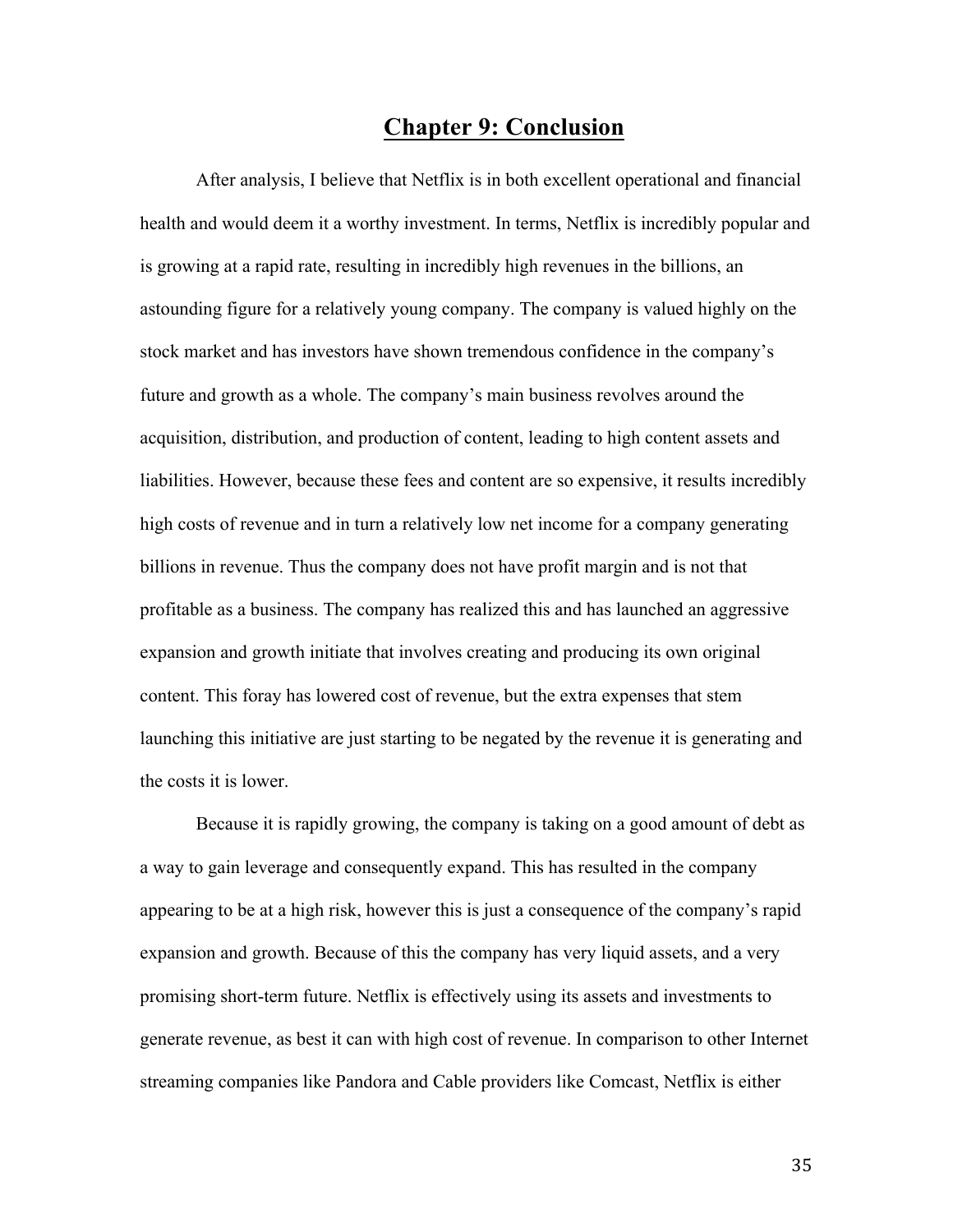# Chapter 9: Conclusion

After analysis, I believe that Netflix is in both excellent operational and financial health and would deem it a worthy investment. In terms, Netflix is incredibly popular and is growing at a rapid rate, resulting in incredibly high revenues in the billions, an astounding figure for a relatively young company. The company is valued highly on the stock market and has investors have shown tremendous confidence in the company's future and growth as a whole. The company's main business revolves around the acquisition, distribution, and production of content, leading to high content assets and liabilities. However, because these fees and content are so expensive, it results incredibly high costs of revenue and in turn a relatively low net income for a company generating billions in revenue. Thus the company does not have profit margin and is not that profitable as a business. The company has realized this and has launched an aggressive expansion and growth initiate that involves creating and producing its own original content. This foray has lowered cost of revenue, but the extra expenses that stem launching this initiative are just starting to be negated by the revenue it is generating and the costs it is lower.

Because it is rapidly growing, the company is taking on a good amount of debt as a way to gain leverage and consequently expand. This has resulted in the company appearing to be at a high risk, however this is just a consequence of the company's rapid expansion and growth. Because of this the company has very liquid assets, and a very promising short-term future. Netflix is effectively using its assets and investments to generate revenue, as best it can with high cost of revenue. In comparison to other Internet streaming companies like Pandora and Cable providers like Comcast, Netflix is either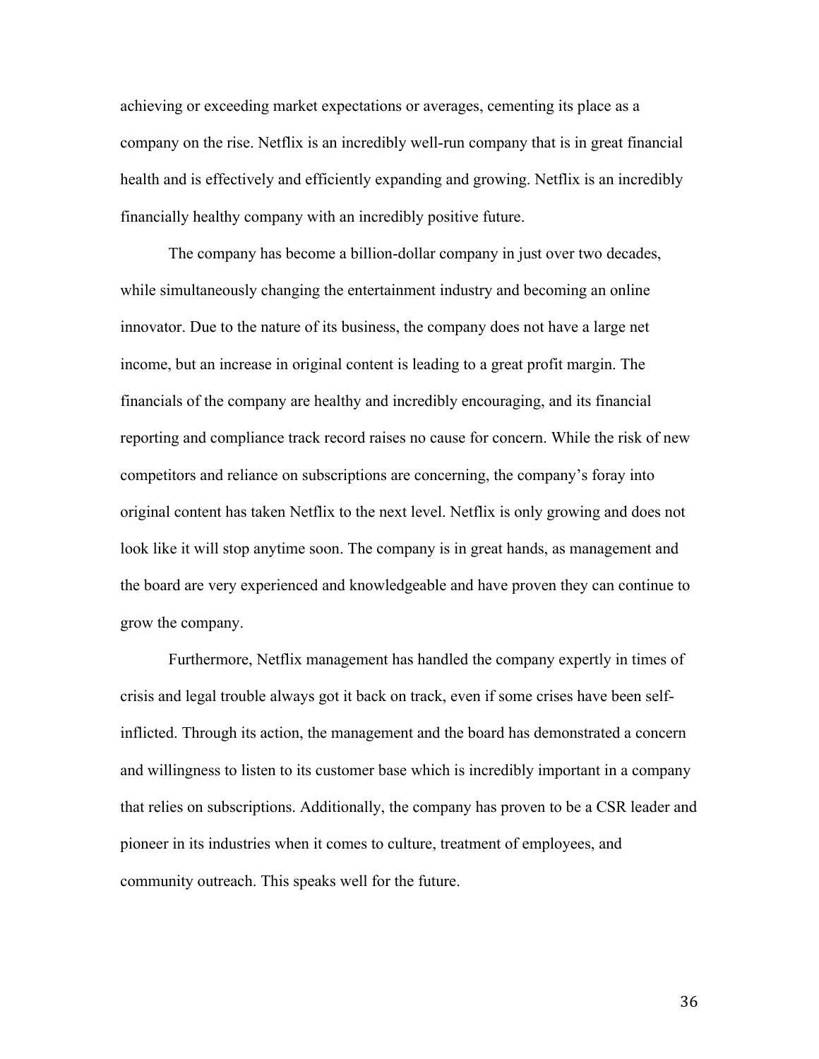achieving or exceeding market expectations or averages, cementing its place as a company on the rise. Netflix is an incredibly well-run company that is in great financial health and is effectively and efficiently expanding and growing. Netflix is an incredibly financially healthy company with an incredibly positive future.

The company has become a billion-dollar company in just over two decades, while simultaneously changing the entertainment industry and becoming an online innovator. Due to the nature of its business, the company does not have a large net income, but an increase in original content is leading to a great profit margin. The financials of the company are healthy and incredibly encouraging, and its financial reporting and compliance track record raises no cause for concern. While the risk of new competitors and reliance on subscriptions are concerning, the company's foray into original content has taken Netflix to the next level. Netflix is only growing and does not look like it will stop anytime soon. The company is in great hands, as management and the board are very experienced and knowledgeable and have proven they can continue to grow the company.

Furthermore, Netflix management has handled the company expertly in times of crisis and legal trouble always got it back on track, even if some crises have been self-inflicted. Through its action, the management and the board has demonstrated a concern and willingness to listen to its customer base which is incredibly important in a company that relies on subscriptions. Additionally, the company has proven to be a CSR leader and pioneer in its industries when it comes to culture, treatment of employees, and community outreach. This speaks well for the future.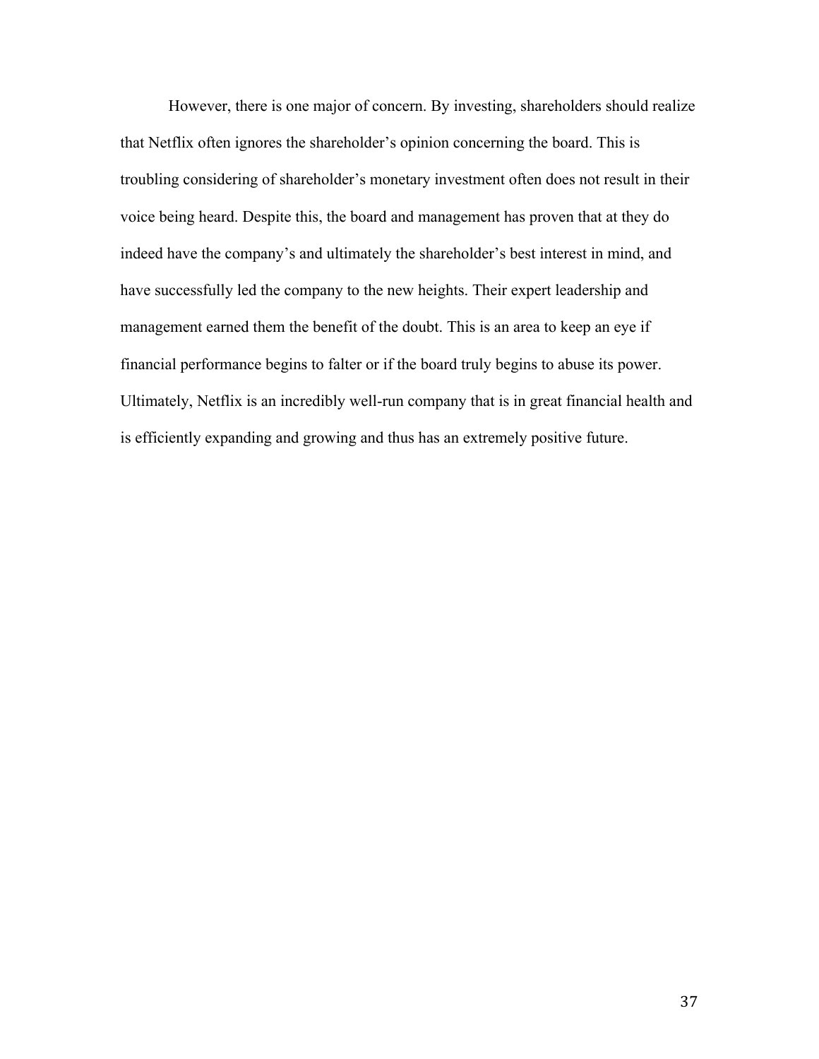However, there is one major of concern. By investing, shareholders should realize that Netflix often ignores the shareholder's opinion concerning the board. This is troubling considering of shareholder's monetary investment often does not result in their voice being heard. Despite this, the board and management has proven that at they do indeed have the company's and ultimately the shareholder's best interest in mind, and have successfully led the company to the new heights. Their expert leadership and management earned them the benefit of the doubt. This is an area to keep an eye if financial performance begins to falter or if the board truly begins to abuse its power. Ultimately, Netflix is an incredibly well-run company that is in great financial health and is efficiently expanding and growing and thus has an extremely positive future.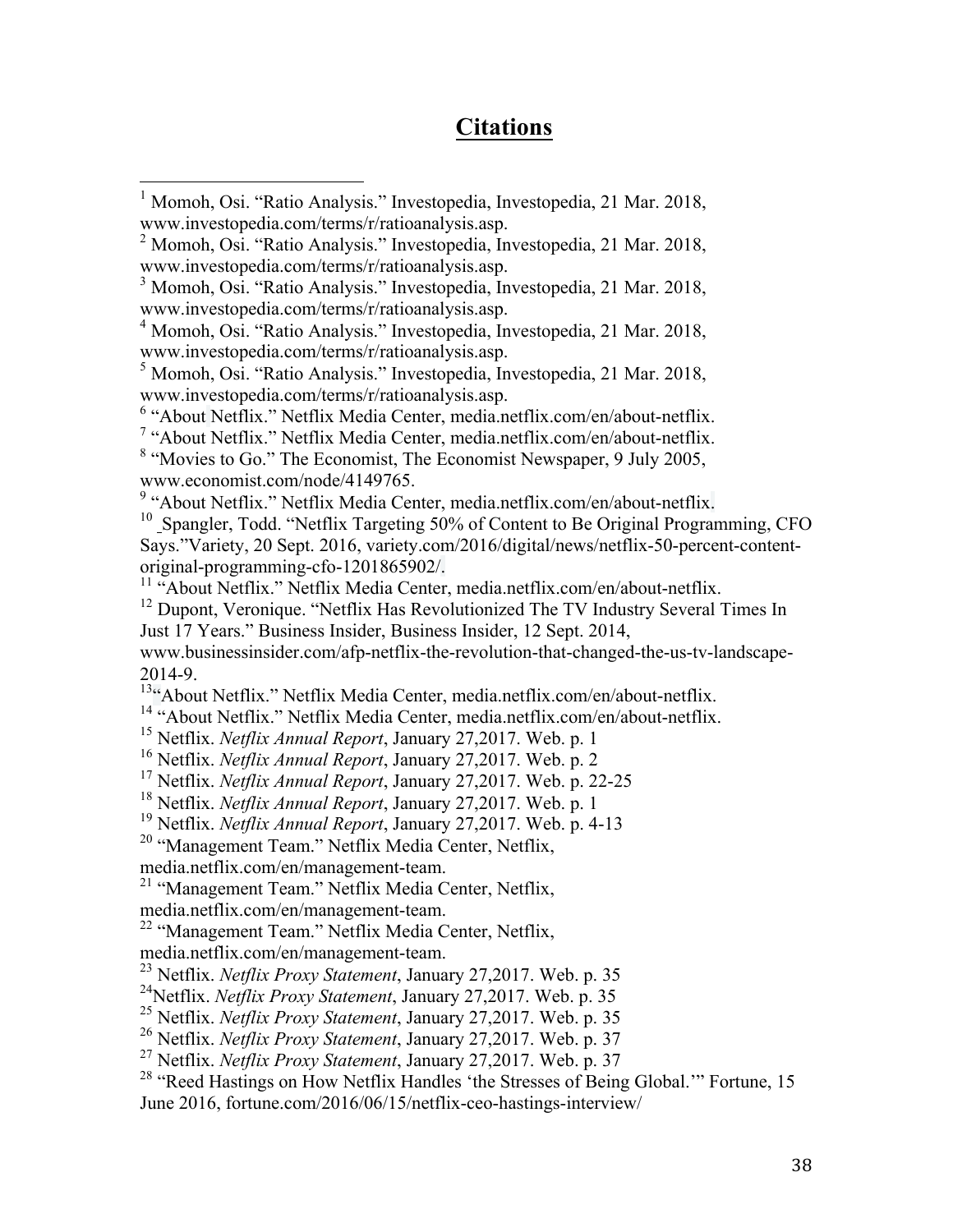## Citations

[1] Momoh, Osi. "Ratio Analysis." Investopedia, Investopedia, 21 Mar. 2018, www.investopedia.com/terms/r/ratioanalysis.asp.

[2] Momoh, Osi. "Ratio Analysis." Investopedia, Investopedia, 21 Mar. 2018, www.investopedia.com/terms/r/ratioanalysis.asp.

[3] Momoh, Osi. "Ratio Analysis." Investopedia, Investopedia, 21 Mar. 2018, www.investopedia.com/terms/r/ratioanalysis.asp.

[4] Momoh, Osi. "Ratio Analysis." Investopedia, Investopedia, 21 Mar. 2018, www.investopedia.com/terms/r/ratioanalysis.asp.

[5] Momoh, Osi. "Ratio Analysis." Investopedia, Investopedia, 21 Mar. 2018, www.investopedia.com/terms/r/ratioanalysis.asp.

[6] "About Netflix." Netflix Media Center, media.netflix.com/en/about-netflix.

[7] "About Netflix." Netflix Media Center, media.netflix.com/en/about-netflix.

[8] "Movies to Go." The Economist, The Economist Newspaper, 9 July 2005, www.economist.com/node/4149765.

[9] "About Netflix." Netflix Media Center, media.netflix.com/en/about-netflix.

[10] Spangler, Todd. "Netflix Targeting 50% of Content to Be Original Programming, CFO Says."Variety, 20 Sept. 2016, variety.com/2016/digital/news/netflix-50-percent-content-original-programming-cfo-1201865902/.

[11] "About Netflix." Netflix Media Center, media.netflix.com/en/about-netflix.

[12] Dupont, Veronique. "Netflix Has Revolutionized The TV Industry Several Times In Just 17 Years." Business Insider, Business Insider, 12 Sept. 2014, www.businessinsider.com/afp-netflix-the-revolution-that-changed-the-us-tv-landscape-2014-9.

[13] "About Netflix." Netflix Media Center, media.netflix.com/en/about-netflix.

[14] "About Netflix." Netflix Media Center, media.netflix.com/en/about-netflix.

[15] Netflix. *Netflix Annual Report*, January 27,2017. Web. p. 1

[16] Netflix. *Netflix Annual Report*, January 27,2017. Web. p. 2

[17] Netflix. *Netflix Annual Report*, January 27,2017. Web. p. 22-25

[18] Netflix. *Netflix Annual Report*, January 27,2017. Web. p. 1

[19] Netflix. *Netflix Annual Report*, January 27,2017. Web. p. 4-13

[20] "Management Team." Netflix Media Center, Netflix, media.netflix.com/en/management-team.

[21] "Management Team." Netflix Media Center, Netflix, media.netflix.com/en/management-team.

[22] "Management Team." Netflix Media Center, Netflix, media.netflix.com/en/management-team.

[23] Netflix. *Netflix Proxy Statement*, January 27,2017. Web. p. 35

[24] Netflix. *Netflix Proxy Statement*, January 27,2017. Web. p. 35

[25] Netflix. *Netflix Proxy Statement*, January 27,2017. Web. p. 35

[26] Netflix. *Netflix Proxy Statement*, January 27,2017. Web. p. 37

[27] Netflix. *Netflix Proxy Statement*, January 27,2017. Web. p. 37

[28] "Reed Hastings on How Netflix Handles 'the Stresses of Being Global.'" Fortune, 15 June 2016, fortune.com/2016/06/15/netflix-ceo-hastings-interview/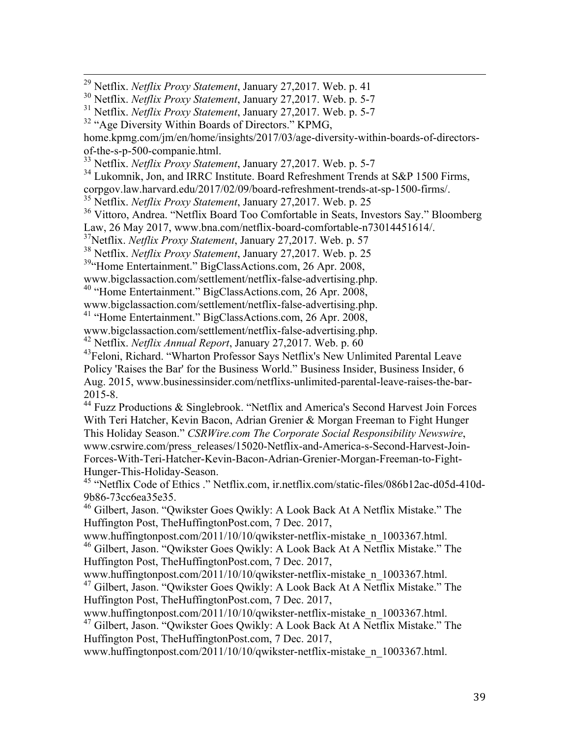[29] Netflix. *Netflix Proxy Statement*, January 27,2017. Web. p. 41

[30] Netflix. *Netflix Proxy Statement*, January 27,2017. Web. p. 5-7

[31] Netflix. *Netflix Proxy Statement*, January 27,2017. Web. p. 5-7

[32] "Age Diversity Within Boards of Directors." KPMG, home.kpmg.com/jm/en/home/insights/2017/03/age-diversity-within-boards-of-directors-of-the-s-p-500-companie.html.

[33] Netflix. *Netflix Proxy Statement*, January 27,2017. Web. p. 5-7

[34] Lukomnik, Jon, and IRRC Institute. Board Refreshment Trends at S&P 1500 Firms, corpgov.law.harvard.edu/2017/02/09/board-refreshment-trends-at-sp-1500-firms/.

[35] Netflix. *Netflix Proxy Statement*, January 27,2017. Web. p. 25

[36] Vittoro, Andrea. "Netflix Board Too Comfortable in Seats, Investors Say." Bloomberg Law, 26 May 2017, www.bna.com/netflix-board-comfortable-n73014451614/.

[37] Netflix. *Netflix Proxy Statement*, January 27,2017. Web. p. 57

[38] Netflix. *Netflix Proxy Statement*, January 27,2017. Web. p. 25

[39] "Home Entertainment." BigClassActions.com, 26 Apr. 2008, www.bigclassaction.com/settlement/netflix-false-advertising.php.

[40] "Home Entertainment." BigClassActions.com, 26 Apr. 2008, www.bigclassaction.com/settlement/netflix-false-advertising.php.

[41] "Home Entertainment." BigClassActions.com, 26 Apr. 2008, www.bigclassaction.com/settlement/netflix-false-advertising.php.

[42] Netflix. *Netflix Annual Report*, January 27,2017. Web. p. 60

[43] Feloni, Richard. "Wharton Professor Says Netflix's New Unlimited Parental Leave Policy 'Raises the Bar' for the Business World." Business Insider, Business Insider, 6 Aug. 2015, www.businessinsider.com/netflixs-unlimited-parental-leave-raises-the-bar-2015-8.

[44] Fuzz Productions & Singlebrook. "Netflix and America's Second Harvest Join Forces With Teri Hatcher, Kevin Bacon, Adrian Grenier & Morgan Freeman to Fight Hunger This Holiday Season." *CSRWire.com The Corporate Social Responsibility Newswire*, www.csrwire.com/press_releases/15020-Netflix-and-America-s-Second-Harvest-Join-Forces-With-Teri-Hatcher-Kevin-Bacon-Adrian-Grenier-Morgan-Freeman-to-Fight-Hunger-This-Holiday-Season.

[45] "Netflix Code of Ethics ." Netflix.com, ir.netflix.com/static-files/086b12ac-d05d-410d-9b86-73cc6ea35e35.

[46] Gilbert, Jason. "Qwikster Goes Qwikly: A Look Back At A Netflix Mistake." The Huffington Post, TheHuffingtonPost.com, 7 Dec. 2017, www.huffingtonpost.com/2011/10/10/qwikster-netflix-mistake_n_1003367.html.

[46] Gilbert, Jason. "Qwikster Goes Qwikly: A Look Back At A Netflix Mistake." The Huffington Post, TheHuffingtonPost.com, 7 Dec. 2017, www.huffingtonpost.com/2011/10/10/qwikster-netflix-mistake_n_1003367.html.

[47] Gilbert, Jason. "Qwikster Goes Qwikly: A Look Back At A Netflix Mistake." The Huffington Post, TheHuffingtonPost.com, 7 Dec. 2017, www.huffingtonpost.com/2011/10/10/qwikster-netflix-mistake_n_1003367.html.

[47] Gilbert, Jason. "Qwikster Goes Qwikly: A Look Back At A Netflix Mistake." The Huffington Post, TheHuffingtonPost.com, 7 Dec. 2017, www.huffingtonpost.com/2011/10/10/qwikster-netflix-mistake_n_1003367.html.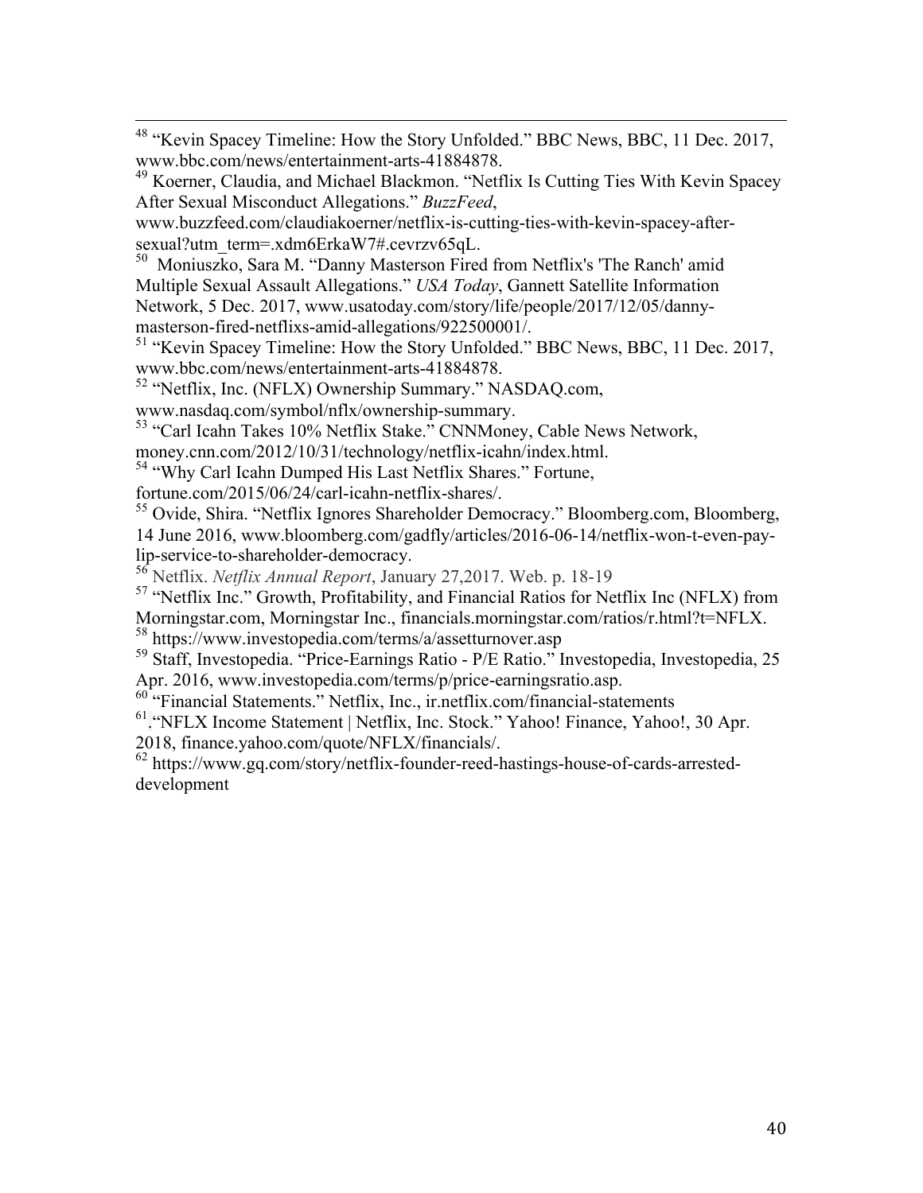[48] "Kevin Spacey Timeline: How the Story Unfolded." BBC News, BBC, 11 Dec. 2017, www.bbc.com/news/entertainment-arts-41884878.

[49] Koerner, Claudia, and Michael Blackmon. "Netflix Is Cutting Ties With Kevin Spacey After Sexual Misconduct Allegations." *BuzzFeed*, www.buzzfeed.com/claudiakoerner/netflix-is-cutting-ties-with-kevin-spacey-after-sexual?utm_term=.xdm6ErkaW7#.cevrzv65qL.

[50] Moniuszko, Sara M. "Danny Masterson Fired from Netflix's 'The Ranch' amid Multiple Sexual Assault Allegations." *USA Today*, Gannett Satellite Information Network, 5 Dec. 2017, www.usatoday.com/story/life/people/2017/12/05/danny-masterson-fired-netflixs-amid-allegations/922500001/.

[51] "Kevin Spacey Timeline: How the Story Unfolded." BBC News, BBC, 11 Dec. 2017, www.bbc.com/news/entertainment-arts-41884878.

[52] "Netflix, Inc. (NFLX) Ownership Summary." NASDAQ.com, www.nasdaq.com/symbol/nflx/ownership-summary.

[53] "Carl Icahn Takes 10% Netflix Stake." CNNMoney, Cable News Network, money.cnn.com/2012/10/31/technology/netflix-icahn/index.html.

[54] "Why Carl Icahn Dumped His Last Netflix Shares." Fortune, fortune.com/2015/06/24/carl-icahn-netflix-shares/.

[55] Ovide, Shira. "Netflix Ignores Shareholder Democracy." Bloomberg.com, Bloomberg, 14 June 2016, www.bloomberg.com/gadfly/articles/2016-06-14/netflix-won-t-even-pay-lip-service-to-shareholder-democracy.

[56] Netflix. *Netflix Annual Report*, January 27,2017. Web. p. 18-19

[57] "Netflix Inc." Growth, Profitability, and Financial Ratios for Netflix Inc (NFLX) from Morningstar.com, Morningstar Inc., financials.morningstar.com/ratios/r.html?t=NFLX.

[58] https://www.investopedia.com/terms/a/assetturnover.asp

[59] Staff, Investopedia. "Price-Earnings Ratio - P/E Ratio." Investopedia, Investopedia, 25 Apr. 2016, www.investopedia.com/terms/p/price-earningsratio.asp.

[60] "Financial Statements." Netflix, Inc., ir.netflix.com/financial-statements

[61]."NFLX Income Statement | Netflix, Inc. Stock." Yahoo! Finance, Yahoo!, 30 Apr. 2018, finance.yahoo.com/quote/NFLX/financials/.

[62] https://www.gq.com/story/netflix-founder-reed-hastings-house-of-cards-arrested-development